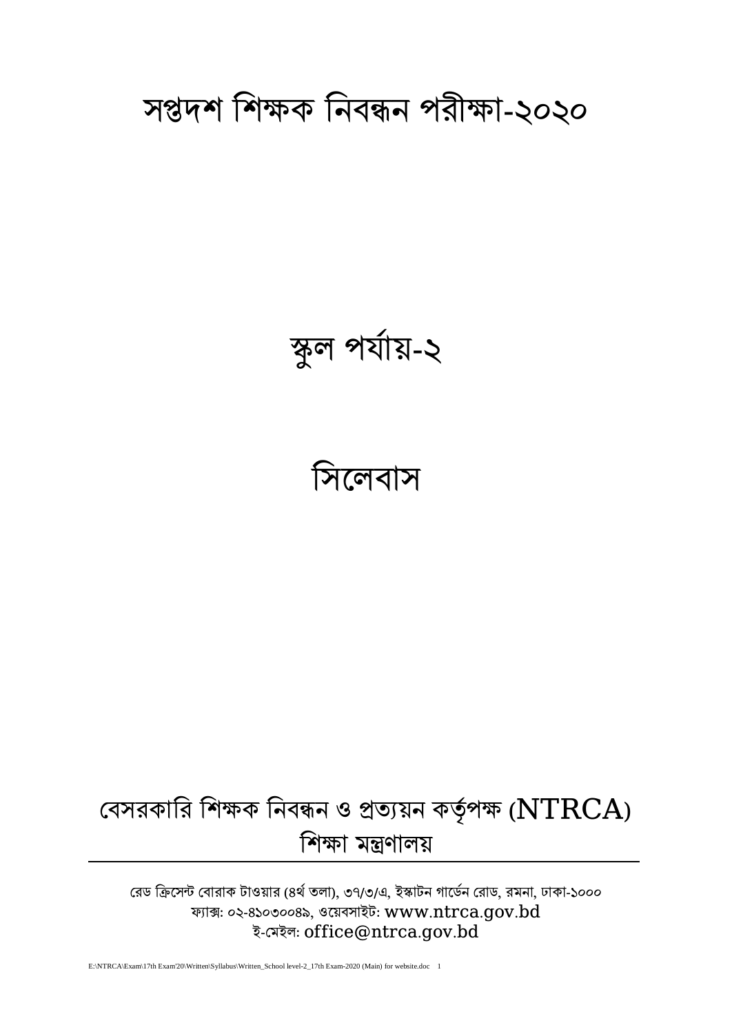# সপ্তদশ শিক্ষক নিবন্ধন পরীক্ষা-২০২০

# স্কুল পর্যায়-২

# সিলেবাস

## বেসরকারি শিক্ষক নিবন্ধন ও প্রত্যয়ন কর্তৃপক্ষ (NTRCA)
## শিক্ষা মন্ত্রণালয়

---

রেড ক্রিসেন্ট বোরাক টাওয়ার (৪র্থ তলা), ৩৭/৩/এ, ইস্কাটন গার্ডেন রোড, রমনা, ঢাকা-১০০০
ফ্যাক্স: ০২-৪১০৩০০৪৯, ওয়েবসাইট: www.ntrca.gov.bd
ই-মেইল: office@ntrca.gov.bd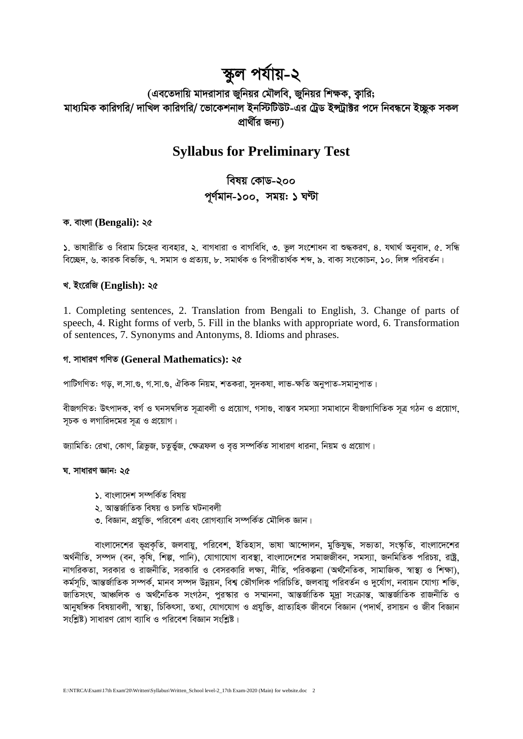# স্কুল পর্যায়-২

## (এবতেদায়ি মাদরাসার জুনিয়র মৌলবি, জুনিয়র শিক্ষক, ক্বারি; মাধ্যমিক কারিগরি/ দাখিল কারিগরি/ ভোকেশনাল ইনস্টিটিউট-এর ট্রেড ইন্সট্রাক্টর পদে নিবন্ধনে ইচ্ছুক সকল প্রার্থীর জন্য)

## Syllabus for Preliminary Test

### বিষয় কোড-২০০
### পূর্ণমান-১০০, সময়ঃ ১ ঘন্টা

**ক. বাংলা (Bengali): ২৫**

১. ভাষারীতি ও বিরাম চিহ্নের ব্যবহার, ২. বাগধারা ও বাগবিধি, ৩. ভুল সংশোধন বা শুদ্ধকরণ, ৪. যথার্থ অনুবাদ, ৫. সন্ধি বিচ্ছেদ, ৬. কারক বিভক্তি, ৭. সমাস ও প্রত্যয়, ৮. সমার্থক ও বিপরীতার্থক শব্দ, ৯. বাক্য সংকোচন, ১০. লিঙ্গ পরিবর্তন।

**খ. ইংরেজি (English): ২৫**

1. Completing sentences, 2. Translation from Bengali to English, 3. Change of parts of speech, 4. Right forms of verb, 5. Fill in the blanks with appropriate word, 6. Transformation of sentences, 7. Synonyms and Antonyms, 8. Idioms and phrases.

**গ. সাধারণ গণিত (General Mathematics): ২৫**

পাটিগণিত: গড়, ল.সা.গু, গ.সা.গু, ঐকিক নিয়ম, শতকরা, সুদকষা, লাভ-ক্ষতি অনুপাত-সমানুপাত।

বীজগণিত: উৎপাদক, বর্গ ও ঘনসম্বলিত সূত্রাবলী ও প্রয়োগ, গসাগু, বাস্তব সমস্যা সমাধানে বীজগাণিতিক সূত্র গঠন ও প্রয়োগ, সূচক ও লগারিদমের সূত্র ও প্রয়োগ।

জ্যামিতিঃ রেখা, কোণ, ত্রিভুজ, চতুর্ভুজ, ক্ষেত্রফল ও বৃত্ত সম্পর্কিত সাধারণ ধারনা, নিয়ম ও প্রয়োগ।

**ঘ. সাধারণ জ্ঞানঃ ২৫**

১. বাংলাদেশ সম্পর্কিত বিষয়
২. আন্তর্জাতিক বিষয় ও চলতি ঘটনাবলী
৩. বিজ্ঞান, প্রযুক্তি, পরিবেশ এবং রোগব্যাধি সম্পর্কিত মৌলিক জ্ঞান।

বাংলাদেশের ভূপ্রকৃতি, জলবায়ু, পরিবেশ, ইতিহাস, ভাষা আন্দোলন, মুক্তিযুদ্ধ, সভ্যতা, সংস্কৃতি, বাংলাদেশের অর্থনীতি, সম্পদ (বন, কৃষি, শিল্প, পানি), যোগাযোগ ব্যবস্থা, বাংলাদেশের সমাজজীবন, সমস্যা, জনমিতিক পরিচয়, রাষ্ট্র, নাগরিকতা, সরকার ও রাজনীতি, সরকারি ও বেসরকারি লক্ষ্য, নীতি, পরিকল্পনা (অর্থনৈতিক, সামাজিক, স্বাস্থ্য ও শিক্ষা), কর্মসূচি, আন্তর্জাতিক সম্পর্ক, মানব সম্পদ উন্নয়ন, বিশ্ব ভৌগলিক পরিচিতি, জলবায়ু পরিবর্তন ও দুর্যোগ, নবায়ন যোগ্য শক্তি, জাতিসংঘ, আঞ্চলিক ও অর্থনৈতিক সংগঠন, পুরস্কার ও সম্মাননা, আন্তর্জাতিক মুদ্রা সংক্রান্ত, আন্তর্জাতিক রাজনীতি ও আনুষঙ্গিক বিষয়াবলী, স্বাস্থ্য, চিকিৎসা, তথ্য, যোগাযোগ ও প্রযুক্তি, প্রাত্যহিক জীবনে বিজ্ঞান (পদার্থ, রসায়ন ও জীব বিজ্ঞান সংশ্লিষ্ট) সাধারণ রোগ ব্যাধি ও পরিবেশ বিজ্ঞান সংশ্লিষ্ট।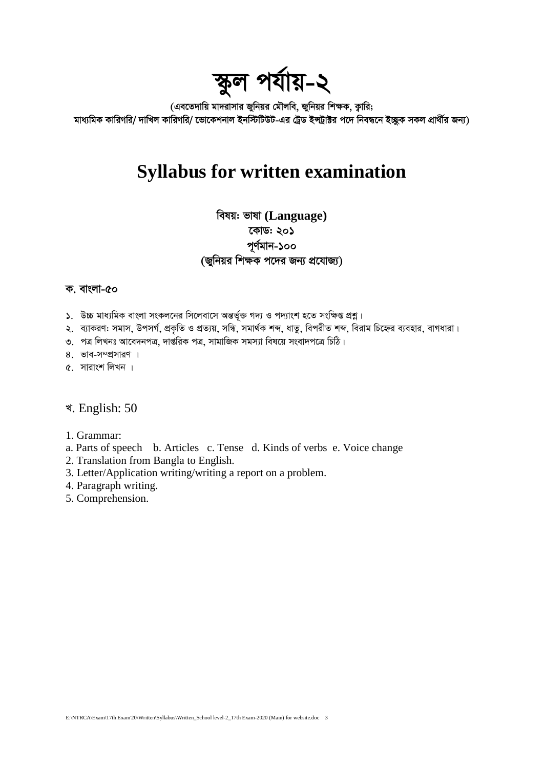# স্কুল পর্যায়-২

**(এবতেদায়ি মাদরাসার জুনিয়র মৌলবি, জুনিয়র শিক্ষক, ক্বারি; মাধ্যমিক কারিগরি/ দাখিল কারিগরি/ ভোকেশনাল ইনস্টিটিউট-এর ট্রেড ইন্সট্রাক্টর পদে নিবন্ধনে ইচ্ছুক সকল প্রার্থীর জন্য)**

# Syllabus for written examination

**বিষয়: ভাষা (Language)**
**কোড: ২০১**
**পূর্ণমান-১০০**
**(জুনিয়র শিক্ষক পদের জন্য প্রযোজ্য)**

### ক. বাংলা-৫০

১. উচ্চ মাধ্যমিক বাংলা সংকলনের সিলেবাসে অন্তর্ভূক্ত গদ্য ও পদ্যাংশ হতে সংক্ষিপ্ত প্রশ্ন।
২. ব্যাকরণ: সমাস, উপসর্গ, প্রকৃতি ও প্রত্যয়, সন্ধি, সমার্থক শব্দ, ধাতু, বিপরীত শব্দ, বিরাম চিহ্নের ব্যবহার, বাগধারা।
৩. পত্র লিখনঃ আবেদনপত্র, দাপ্তরিক পত্র, সামাজিক সমস্যা বিষয়ে সংবাদপত্রে চিঠি।
৪. ভাব-সম্প্রসারণ ।
৫. সারাংশ লিখন ।

### খ. English: 50

1. Grammar:
a. Parts of speech b. Articles c. Tense d. Kinds of verbs e. Voice change
2. Translation from Bangla to English.
3. Letter/Application writing/writing a report on a problem.
4. Paragraph writing.
5. Comprehension.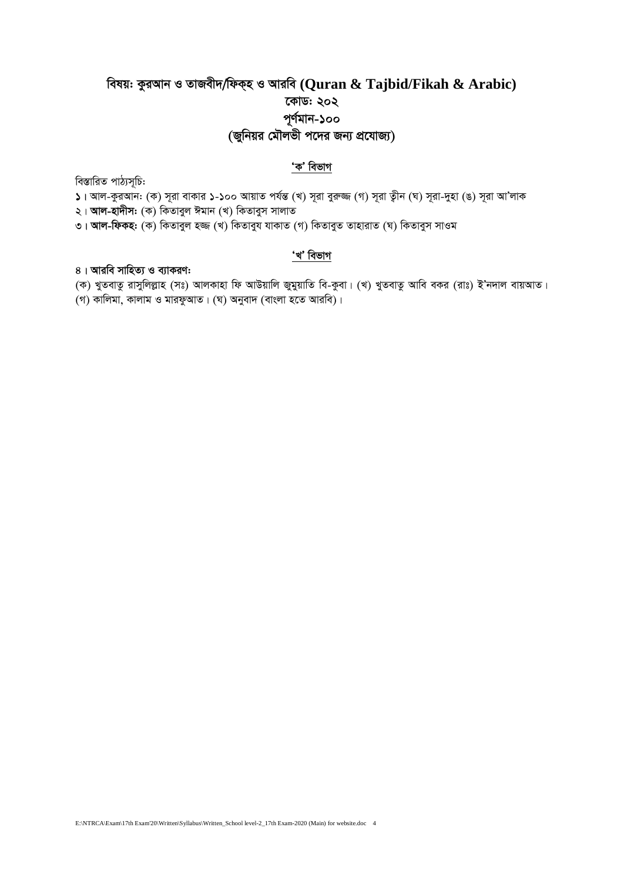# বিষয়ঃ কুরআন ও তাজবীদ/ফিক্হ ও আরবি (Quran & Tajbid/Fikah & Arabic)

## কোডঃ ২০২

## পূর্ণমান-১০০

## (জুনিয়র মৌলভী পদের জন্য প্রযোজ্য)

### 'ক' বিভাগ

বিস্তারিত পাঠ্যসূচিঃ

**১।** আল-কুরআনঃ (ক) সূরা বাকার ১-১০০ আয়াত পর্যন্ত (খ) সূরা বুরুজ্জ (গ) সূরা ত্বীন (ঘ) সূরা-দুহা (ঙ) সূরা আ'লাক

২। **আল-হাদীসঃ** (ক) কিতাবুল ঈমান (খ) কিতাবুস সালাত

**৩। আল-ফিকহঃ** (ক) কিতাবুল হজ্জ (খ) কিতাবুয যাকাত (গ) কিতাবুত তাহারাত (ঘ) কিতাবুস সাওম

### 'খ' বিভাগ

**৪। আরবি সাহিত্য ও ব্যাকরণঃ**

(ক) খুতবাতু রাসুলিল্লাহ (সঃ) আলকাহা ফি আউয়ালি জুমুয়াতি বি-কুবা। (খ) খুতবাতু আবি বকর (রাঃ) ই'নদাল বায়আত। (গ) কালিমা, কালাম ও মারফুআত। (ঘ) অনুবাদ (বাংলা হতে আরবি)।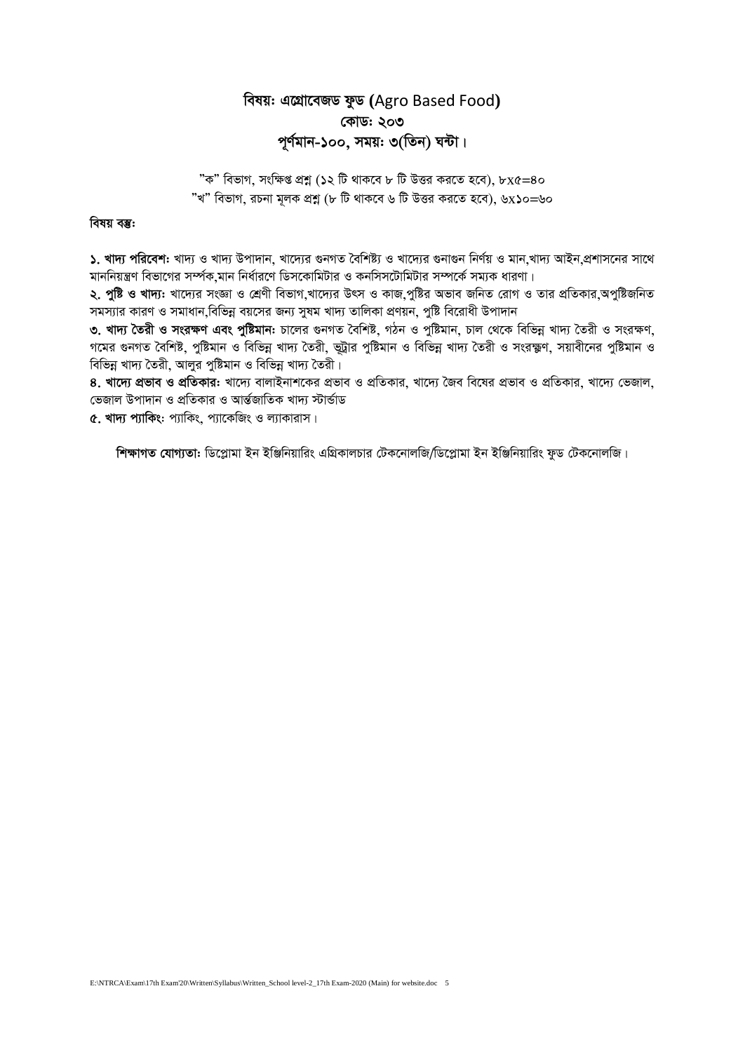## বিষয়: এগ্রোবেজড ফুড (Agro Based Food)
## কোড: ২০৩
## পূর্ণমান-১০০, সময়: ৩(তিন) ঘন্টা।

"ক" বিভাগ, সংক্ষিপ্ত প্রশ্ন (১২ টি থাকবে ৮ টি উত্তর করতে হবে), ৮x৫=৪০
"খ" বিভাগ, রচনা মূলক প্রশ্ন (৮ টি থাকবে ৬ টি উত্তর করতে হবে), ৬x১০=৬০

**বিষয় বস্তুঃ**

**১. খাদ্য পরিবেশ:** খাদ্য ও খাদ্য উপাদান, খাদ্যের গুনগত বৈশিষ্ট্য ও খাদ্যের গুনাগুন নির্ণয় ও মান,খাদ্য আইন,প্রশাসনের সাথে মাননিয়ন্ত্রণ বিভাগের সম্পর্ক,মান নির্ধারণে ডিসকোমিটার ও কনসিসটোমিটার সম্পর্কে সম্যক ধারণা।

**২. পুষ্টি ও খাদ্য:** খাদ্যের সংজ্ঞা ও শ্রেণী বিভাগ,খাদ্যের উৎস ও কাজ,পুষ্টির অভাব জনিত রোগ ও তার প্রতিকার,অপুষ্টিজনিত সমস্যার কারণ ও সমাধান,বিভিন্ন বয়সের জন্য সুষম খাদ্য তালিকা প্রণয়ন, পুষ্টি বিরোধী উপাদান

**৩. খাদ্য তৈরী ও সংরক্ষণ এবং পুষ্টিমান:** চালের গুনগত বৈশিষ্ট, গঠন ও পুষ্টিমান, চাল থেকে বিভিন্ন খাদ্য তৈরী ও সংরক্ষণ, গমের গুনগত বৈশিষ্ট, পুষ্টিমান ও বিভিন্ন খাদ্য তৈরী, ভুট্টার পুষ্টিমান ও বিভিন্ন খাদ্য তৈরী ও সংরক্ষণ, সয়াবীনের পুষ্টিমান ও বিভিন্ন খাদ্য তৈরী, আলুর পুষ্টিমান ও বিভিন্ন খাদ্য তৈরী।

**৪. খাদ্যে প্রভাব ও প্রতিকার:** খাদ্যে বালাইনাশকের প্রভাব ও প্রতিকার, খাদ্যে জৈব বিষের প্রভাব ও প্রতিকার, খাদ্যে ভেজাল, ভেজাল উপাদান ও প্রতিকার ও আর্ন্তজাতিক খাদ্য স্টার্ন্ডাড

**৫. খাদ্য প্যাকিং:** প্যাকিং, প্যাকেজিং ও ল্যাকারাস।

**শিক্ষাগত যোগ্যতা:** ডিপ্লোমা ইন ইঞ্জিনিয়ারিং এগ্রিকালচার টেকনোলজি/ডিপ্লোমা ইন ইঞ্জিনিয়ারিং ফুড টেকনোলজি।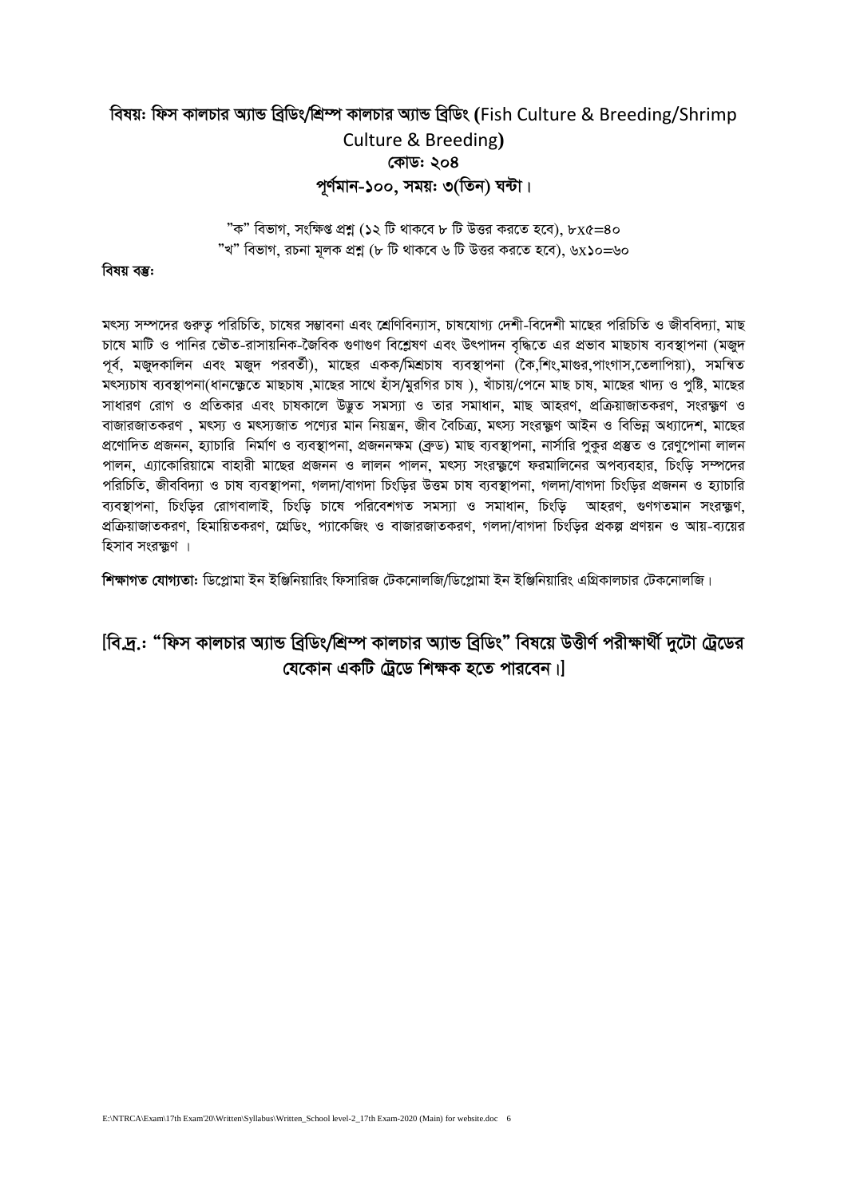## বিষয়ঃ ফিস কালচার অ্যান্ড ব্রিডিং/শ্রিম্প কালচার অ্যান্ড ব্রিডিং (Fish Culture & Breeding/Shrimp Culture & Breeding)
## কোডঃ ২০৪
## পূর্ণমান-১০০, সময়ঃ ৩(তিন) ঘন্টা।

"ক" বিভাগ, সংক্ষিপ্ত প্রশ্ন (১২ টি থাকবে ৮ টি উত্তর করতে হবে), ৮x৫=৪০
"খ" বিভাগ, রচনা মূলক প্রশ্ন (৮ টি থাকবে ৬ টি উত্তর করতে হবে), ৬x১০=৬০

**বিষয় বস্তুঃ**

মৎস্য সম্পদের গুরুত্ব পরিচিতি, চাষের সম্ভাবনা এবং শ্রেণিবিন্যাস, চাষযোগ্য দেশী-বিদেশী মাছের পরিচিতি ও জীববিদ্যা, মাছ চাষে মাটি ও পানির ভৌত-রাসায়নিক-জৈবিক গুণাগুণ বিশ্লেষণ এবং উৎপাদন বৃদ্ধিতে এর প্রভাব মাছচাষ ব্যবস্থাপনা (মজুদ পূর্ব, মজুদকালিন এবং মজুদ পরবর্তী), মাছের একক/মিশ্রচাষ ব্যবস্থাপনা (কৈ,শিং,মাগুর,পাংগাস,তেলাপিয়া), সমন্বিত মৎস্যচাষ ব্যবস্থাপনা(ধানক্ষেতে মাছচাষ ,মাছের সাথে হাঁস/মুরগির চাষ ), খাঁচায়/পেনে মাছ চাষ, মাছের খাদ্য ও পুষ্টি, মাছের সাধারণ রোগ ও প্রতিকার এবং চাষকালে উদ্ভূত সমস্যা ও তার সমাধান, মাছ আহরণ, প্রক্রিয়াজাতকরণ, সংরক্ষণ ও বাজারজাতকরণ , মৎস্য ও মৎস্যজাত পণ্যের মান নিয়ন্ত্রন, জীব বৈচিত্র্য, মৎস্য সংরক্ষণ আইন ও বিভিন্ন অধ্যাদেশ, মাছের প্রণোদিত প্রজনন, হ্যাচারি নির্মাণ ও ব্যবস্থাপনা, প্রজননক্ষম (ব্রুড) মাছ ব্যবস্থাপনা, নার্সারি পুকুর প্রস্তুত ও রেণুপোনা লালন পালন, এ্যাকোরিয়ামে বাহারী মাছের প্রজনন ও লালন পালন, মৎস্য সংরক্ষণে ফরমালিনের অপব্যবহার, চিংড়ি সম্পদের পরিচিতি, জীববিদ্যা ও চাষ ব্যবস্থাপনা, গলদা/বাগদা চিংড়ির উত্তম চাষ ব্যবস্থাপনা, গলদা/বাগদা চিংড়ির প্রজনন ও হ্যাচারি ব্যবস্থাপনা, চিংড়ির রোগবালাই, চিংড়ি চাষে পরিবেশগত সমস্যা ও সমাধান, চিংড়ি আহরণ, গুণগতমান সংরক্ষণ, প্রক্রিয়াজাতকরণ, হিমায়িতকরণ, গ্রেডিং, প্যাকেজিং ও বাজারজাতকরণ, গলদা/বাগদা চিংড়ির প্রকল্প প্রণয়ন ও আয়-ব্যয়ের হিসাব সংরক্ষণ ।

**শিক্ষাগত যোগ্যতাঃ** ডিপ্লোমা ইন ইঞ্জিনিয়ারিং ফিসারিজ টেকনোলজি/ডিপ্লোমা ইন ইঞ্জিনিয়ারিং এগ্রিকালচার টেকনোলজি।

**[বি.দ্র.: "ফিস কালচার অ্যান্ড ব্রিডিং/শ্রিম্প কালচার অ্যান্ড ব্রিডিং" বিষয়ে উত্তীর্ণ পরীক্ষার্থী দুটো ট্রেডের যেকোন একটি ট্রেডে শিক্ষক হতে পারবেন।]**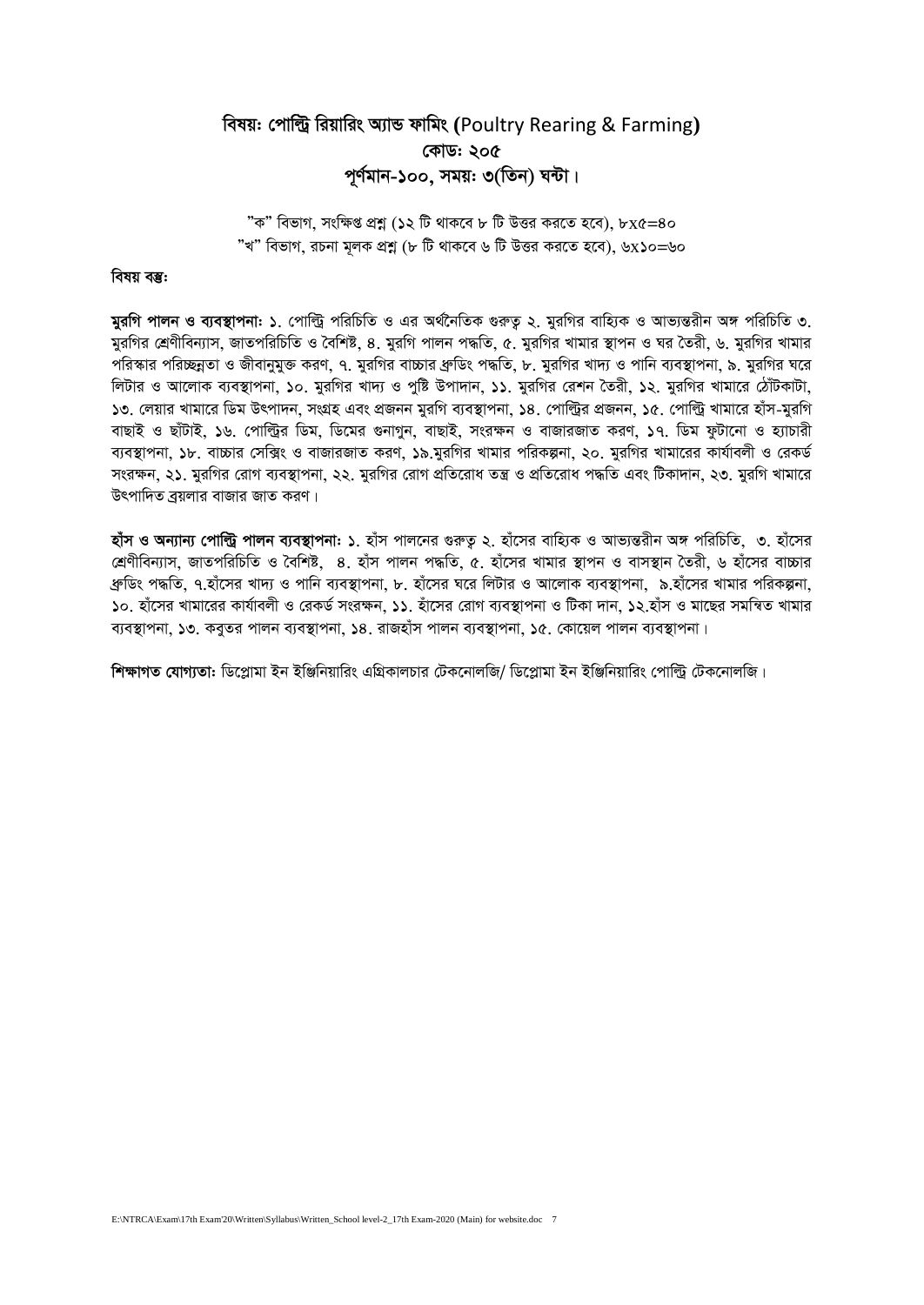## বিষয়ঃ পোল্ট্রি রিয়ারিং অ্যান্ড ফার্মিং (Poultry Rearing & Farming)
## কোডঃ ২০৫
## পূর্ণমান-১০০, সময়ঃ ৩(তিন) ঘন্টা।

"ক" বিভাগ, সংক্ষিপ্ত প্রশ্ন (১২ টি থাকবে ৮ টি উত্তর করতে হবে), ৮x৫=৪০
"খ" বিভাগ, রচনা মূলক প্রশ্ন (৮ টি থাকবে ৬ টি উত্তর করতে হবে), ৬x১০=৬০

**বিষয় বস্তুঃ**

**মুরগি পালন ও ব্যবস্থাপনাঃ** ১. পোল্ট্রি পরিচিতি ও এর অর্থনৈতিক গুরুত্ব ২. মুরগির বাহ্যিক ও আভ্যন্তরীন অঙ্গ পরিচিতি ৩. মুরগির শ্রেণীবিন্যাস, জাতপরিচিতি ও বৈশিষ্ট, ৪. মুরগি পালন পদ্ধতি, ৫. মুরগির খামার স্থাপন ও ঘর তৈরী, ৬. মুরগির খামার পরিস্কার পরিচ্ছন্নতা ও জীবানুমুক্ত করণ, ৭. মুরগির বাচ্চার ব্রুডিং পদ্ধতি, ৮. মুরগির খাদ্য ও পানি ব্যবস্থাপনা, ৯. মুরগির ঘরে লিটার ও আলোক ব্যবস্থাপনা, ১০. মুরগির খাদ্য ও পুষ্টি উপাদান, ১১. মুরগির রেশন তৈরী, ১২. মুরগির খামারে ঠোঁটকাটা, ১৩. লেয়ার খামারে ডিম উৎপাদন, সংগ্রহ এবং প্রজনন মুরগি ব্যবস্থাপনা, ১৪. পোল্ট্রির প্রজনন, ১৫. পোল্ট্রি খামারে হাঁস-মুরগি বাছাই ও ছাঁটাই, ১৬. পোল্ট্রির ডিম, ডিমের গুনাগুন, বাছাই, সংরক্ষন ও বাজারজাত করণ, ১৭. ডিম ফুটানো ও হ্যাচারী ব্যবস্থাপনা, ১৮. বাচ্চার সেক্সিং ও বাজারজাত করণ, ১৯.মুরগির খামার পরিকল্পনা, ২০. মুরগির খামারের কার্যাবলী ও রেকর্ড সংরক্ষন, ২১. মুরগির রোগ ব্যবস্থাপনা, ২২. মুরগির রোগ প্রতিরোধ তন্ত্র ও প্রতিরোধ পদ্ধতি এবং টিকাদান, ২৩. মুরগি খামারে উৎপাদিত ব্রয়লার বাজার জাত করণ।

**হাঁস ও অন্যান্য পোল্ট্রি পালন ব্যবস্থাপনাঃ** ১. হাঁস পালনের গুরুত্ব ২. হাঁসের বাহ্যিক ও আভ্যন্তরীন অঙ্গ পরিচিতি, ৩. হাঁসের শ্রেণীবিন্যাস, জাতপরিচিতি ও বৈশিষ্ট, ৪. হাঁস পালন পদ্ধতি, ৫. হাঁসের খামার স্থাপন ও বাসস্থান তৈরী, ৬ হাঁসের বাচ্চার ব্রুডিং পদ্ধতি, ৭.হাঁসের খাদ্য ও পানি ব্যবস্থাপনা, ৮. হাঁসের ঘরে লিটার ও আলোক ব্যবস্থাপনা, ৯.হাঁসের খামার পরিকল্পনা, ১০. হাঁসের খামারের কার্যাবলী ও রেকর্ড সংরক্ষন, ১১. হাঁসের রোগ ব্যবস্থাপনা ও টিকা দান, ১২.হাঁস ও মাছের সমন্বিত খামার ব্যবস্থাপনা, ১৩. কবুতর পালন ব্যবস্থাপনা, ১৪. রাজহাঁস পালন ব্যবস্থাপনা, ১৫. কোয়েল পালন ব্যবস্থাপনা।

**শিক্ষাগত যোগ্যতাঃ** ডিপ্লোমা ইন ইঞ্জিনিয়ারিং এগ্রিকালচার টেকনোলজি/ ডিপ্লোমা ইন ইঞ্জিনিয়ারিং পোল্ট্রি টেকনোলজি।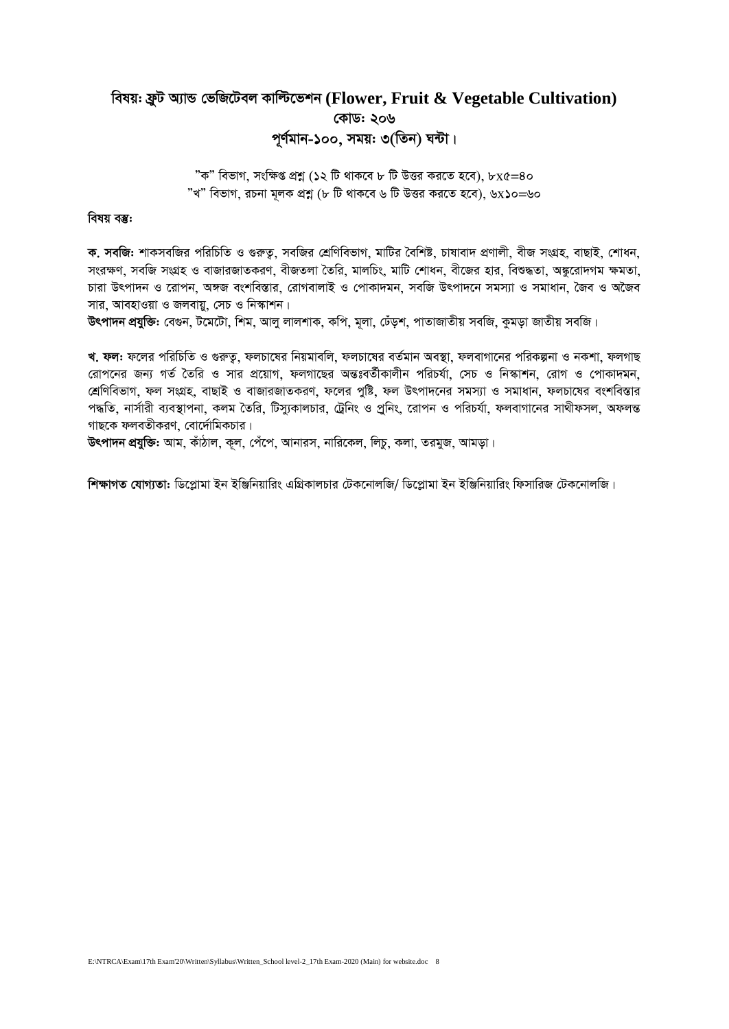## বিষয়ঃ ফ্রুট অ্যান্ড ভেজিটেবল কাল্টিভেশন (Flower, Fruit & Vegetable Cultivation)

**কোডঃ ২০৬**

**পূর্ণমান-১০০, সময়ঃ ৩(তিন) ঘন্টা।**

"ক" বিভাগ, সংক্ষিপ্ত প্রশ্ন (১২ টি থাকবে ৮ টি উত্তর করতে হবে), ৮x৫=৪০
"খ" বিভাগ, রচনা মূলক প্রশ্ন (৮ টি থাকবে ৬ টি উত্তর করতে হবে), ৬x১০=৬০

**বিষয় বস্তুঃ**

**ক. সবজিঃ** শাকসবজির পরিচিতি ও গুরুত্ব, সবজির শ্রেণিবিভাগ, মাটির বৈশিষ্ট, চাষাবাদ প্রণালী, বীজ সংগ্রহ, বাছাই, শোধন, সংরক্ষণ, সবজি সংগ্রহ ও বাজারজাতকরণ, বীজতলা তৈরি, মালচিং, মাটি শোধন, বীজের হার, বিশুদ্ধতা, অঙ্কুরোদগম ক্ষমতা, চারা উৎপাদন ও রোপন, অঙ্গজ বংশবিস্তার, রোগবালাই ও পোকাদমন, সবজি উৎপাদনে সমস্যা ও সমাধান, জৈব ও অজৈব সার, আবহাওয়া ও জলবায়ু, সেচ ও নিস্কাশন।

**উৎপাদন প্রযুক্তিঃ** বেগুন, টমেটো, শিম, আলু লালশাক, কপি, মূলা, ঢেঁড়শ, পাতাজাতীয় সবজি, কুমড়া জাতীয় সবজি।

**খ. ফলঃ** ফলের পরিচিতি ও গুরুত্ব, ফলচাষের নিয়মাবলি, ফলচাষের বর্তমান অবস্থা, ফলবাগানের পরিকল্পনা ও নকশা, ফলগাছ রোপনের জন্য গর্ত তৈরি ও সার প্রয়োগ, ফলগাছের অন্তঃবর্তীকালীন পরিচর্যা, সেচ ও নিস্কাশন, রোগ ও পোকাদমন, শ্রেণিবিভাগ, ফল সংগ্রহ, বাছাই ও বাজারজাতকরণ, ফলের পুষ্টি, ফল উৎপাদনের সমস্যা ও সমাধান, ফলচাষের বংশবিস্তার পদ্ধতি, নার্সারী ব্যবস্থাপনা, কলম তৈরি, টিস্যুকালচার, ট্রেনিং ও প্রুনিং, রোপন ও পরিচর্যা, ফলবাগানের সাথীফসল, অফলন্ত গাছকে ফলবতীকরণ, বোর্দোমিকচার।

**উৎপাদন প্রযুক্তিঃ** আম, কাঁঠাল, কূল, পেঁপে, আনারস, নারিকেল, লিচু, কলা, তরমুজ, আমড়া।

**শিক্ষাগত যোগ্যতাঃ** ডিপ্লোমা ইন ইঞ্জিনিয়ারিং এগ্রিকালচার টেকনোলজি/ ডিপ্লোমা ইন ইঞ্জিনিয়ারিং ফিসারিজ টেকনোলজি।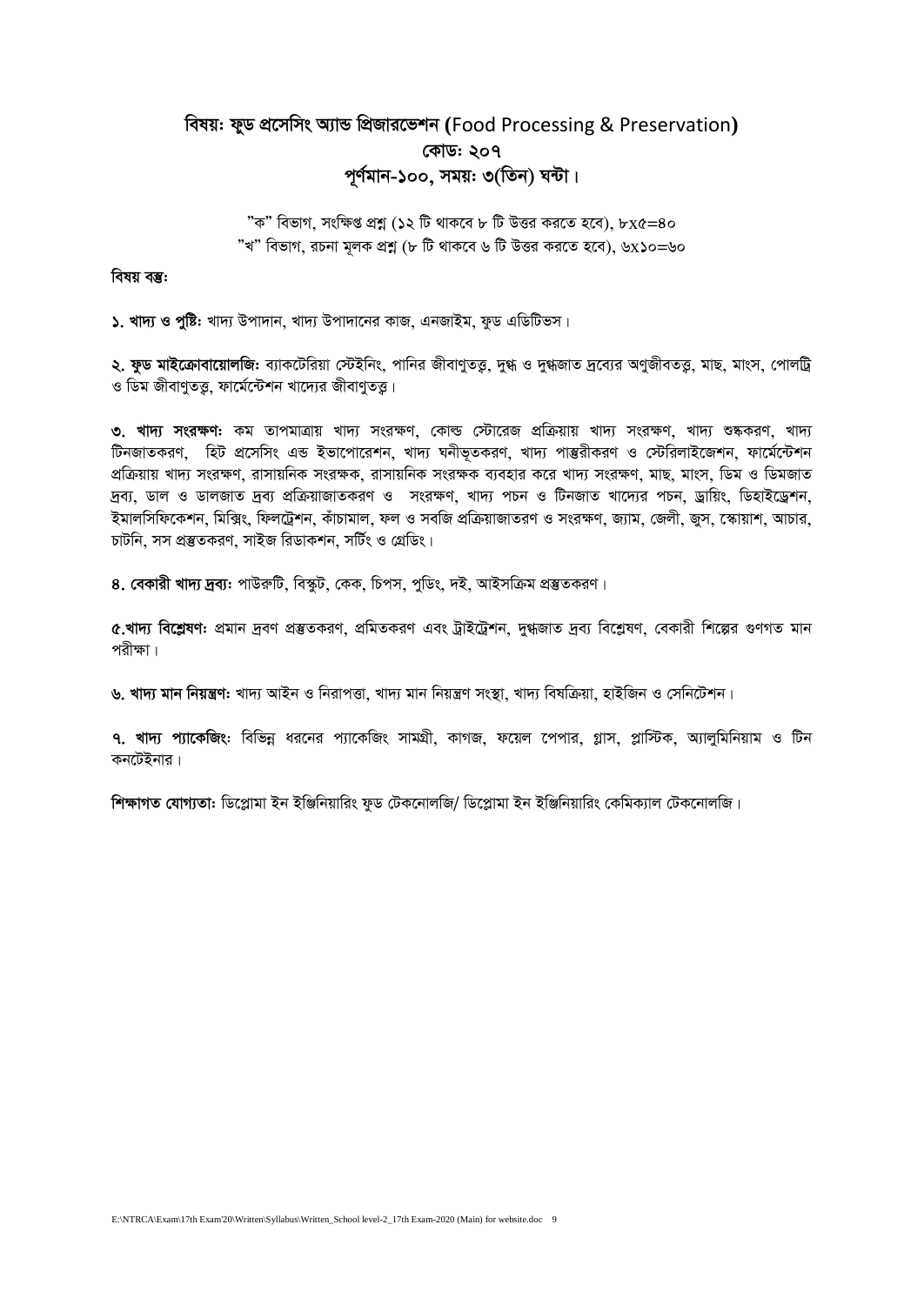## বিষয়ঃ ফুড প্রসেসিং অ্যান্ড প্রিজারভেশন (Food Processing & Preservation)
## কোডঃ ২০৭
## পূর্ণমান-১০০, সময়ঃ ৩(তিন) ঘন্টা।

"ক" বিভাগ, সংক্ষিপ্ত প্রশ্ন (১২ টি থাকবে ৮ টি উত্তর করতে হবে), ৮x৫=৪০
"খ" বিভাগ, রচনা মূলক প্রশ্ন (৮ টি থাকবে ৬ টি উত্তর করতে হবে), ৬x১০=৬০

**বিষয় বস্তুঃ**

**১. খাদ্য ও পুষ্টিঃ** খাদ্য উপাদান, খাদ্য উপাদানের কাজ, এনজাইম, ফুড এডিটিভস।

**২. ফুড মাইক্রোবায়োলজিঃ** ব্যাকটেরিয়া স্টেইনিং, পানির জীবাণুতত্ত্ব, দুগ্ধ ও দুগ্ধজাত দ্রব্যের অণুজীবতত্ত্ব, মাছ, মাংস, পোলট্রি ও ডিম জীবাণুতত্ত্ব, ফার্মেন্টেশন খাদ্যের জীবাণুতত্ত্ব।

**৩. খাদ্য সংরক্ষণঃ** কম তাপমাত্রায় খাদ্য সংরক্ষণ, কোল্ড স্টোরেজ প্রক্রিয়ায় খাদ্য সংরক্ষণ, খাদ্য শুষ্ককরণ, খাদ্য টিনজাতকরণ, হিট প্রসেসিং এন্ড ইভাপোরেশন, খাদ্য ঘনীভূতকরণ, খাদ্য পাস্তুরীকরণ ও স্টেরিলাইজেশন, ফার্মেন্টেশন প্রক্রিয়ায় খাদ্য সংরক্ষণ, রাসায়নিক সংরক্ষক, রাসায়নিক সংরক্ষক ব্যবহার করে খাদ্য সংরক্ষণ, মাছ, মাংস, ডিম ও ডিমজাত দ্রব্য, ডাল ও ডালজাত দ্রব্য প্রক্রিয়াজাতকরণ ও সংরক্ষণ, খাদ্য পচন ও টিনজাত খাদ্যের পচন, ড্রায়িং, ডিহাইড্রেশন, ইমালসিফিকেশন, মিক্সিং, ফিলট্রেশন, কাঁচামাল, ফল ও সবজি প্রক্রিয়াজাতরণ ও সংরক্ষণ, জ্যাম, জেলী, জুস, স্কোয়াশ, আচার, চাটনি, সস প্রস্তুতকরণ, সাইজ রিডাকশন, সর্টিং ও গ্রেডিং।

**৪. বেকারী খাদ্য দ্রব্যঃ** পাউরুটি, বিস্কুট, কেক, চিপস, পুডিং, দই, আইসক্রিম প্রস্তুতকরণ।

**৫.খাদ্য বিশ্লেষণঃ** প্রমান দ্রবণ প্রস্তুতকরণ, প্রমিতকরণ এবং ট্রাইট্রেশন, দুগ্ধজাত দ্রব্য বিশ্লেষণ, বেকারী শিল্পের গুণগত মান পরীক্ষা।

**৬. খাদ্য মান নিয়ন্ত্রণঃ** খাদ্য আইন ও নিরাপত্তা, খাদ্য মান নিয়ন্ত্রণ সংস্থা, খাদ্য বিষক্রিয়া, হাইজিন ও সেনিটেশন।

**৭. খাদ্য প্যাকেজিংঃ** বিভিন্ন ধরনের প্যাকেজিং সামগ্রী, কাগজ, ফয়েল পেপার, গ্লাস, প্লাস্টিক, অ্যালুমিনিয়াম ও টিন কনটেইনার।

**শিক্ষাগত যোগ্যতাঃ** ডিপ্লোমা ইন ইঞ্জিনিয়ারিং ফুড টেকনোলজি/ ডিপ্লোমা ইন ইঞ্জিনিয়ারিং কেমিক্যাল টেকনোলজি।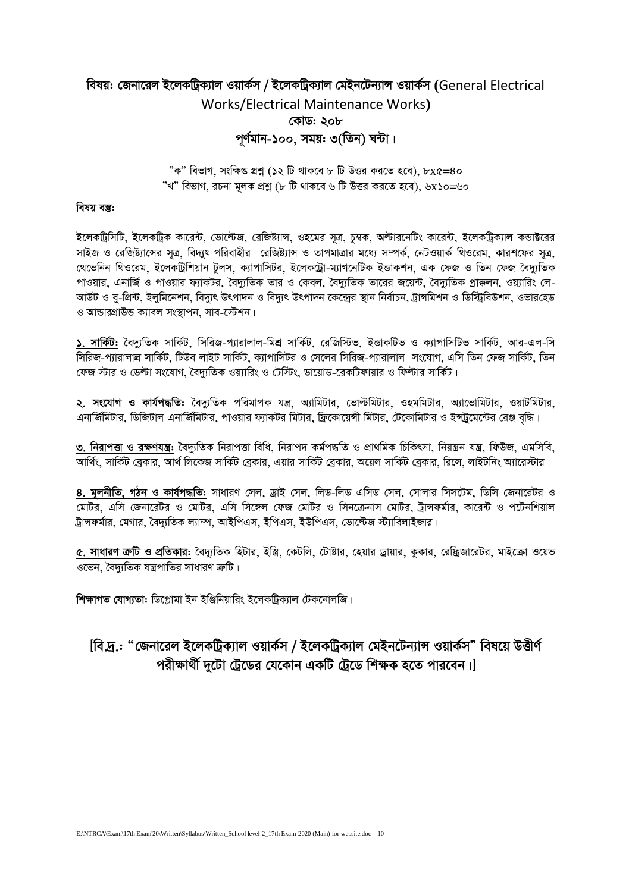## বিষয়ঃ জেনারেল ইলেকট্রিক্যাল ওয়ার্কস / ইলেকট্রিক্যাল মেইনটেন্যান্স ওয়ার্কস (General Electrical Works/Electrical Maintenance Works)

### কোডঃ ২০৮

### পূর্ণমান-১০০, সময়ঃ ৩(তিন) ঘন্টা।

"ক" বিভাগ, সংক্ষিপ্ত প্রশ্ন (১২ টি থাকবে ৮ টি উত্তর করতে হবে), ৮x৫=৪০
"খ" বিভাগ, রচনা মূলক প্রশ্ন (৮ টি থাকবে ৬ টি উত্তর করতে হবে), ৬x১০=৬০

**বিষয় বস্তুঃ**

ইলেকট্রিসিটি, ইলেকট্রিক কারেন্ট, ভোল্টেজ, রেজিষ্ট্যান্স, ওহমের সূত্র, চুম্বক, অল্টারনেটিং কারেন্ট, ইলেকট্রিক্যাল কন্ডাক্টরের সাইজ ও রেজিষ্ট্যান্সের সূত্র, বিদ্যুৎ পরিবাহীর রেজিষ্ট্যান্স ও তাপমাত্রার মধ্যে সম্পর্ক, নেটওয়ার্ক থিওরেম, কারশফের সূত্র, থেভেনিন থিওরেম, ইলেকট্রিশিয়ান টুলস, ক্যাপাসিটর, ইলেকট্রো-ম্যাগনেটিক ইন্ডাকশন, এক ফেজ ও তিন ফেজ বৈদ্যুতিক পাওয়ার, এনার্জি ও পাওয়ার ফ্যাক্টর, বৈদ্যুতিক তার ও কেবল, বৈদ্যুতিক তারের জয়েন্ট, বৈদ্যুতিক প্রাক্কলন, ওয়্যারিং লে-আউট ও ব্লু-প্রিন্ট, ইলুমিনেশন, বিদ্যুৎ উৎপাদন ও বিদ্যুৎ উৎপাদন কেন্দ্রের স্থান নির্বাচন, ট্রান্সমিশন ও ডিস্ট্রিবিউশন, ওভারহেড ও আন্ডারগ্রাউন্ড ক্যাবল সংস্থাপন, সাব-স্টেশন।

**১. সার্কিট:** বৈদ্যুতিক সার্কিট, সিরিজ-প্যারালাল-মিশ্র সার্কিট, রেজিস্টিভ, ইন্ডাকটিভ ও ক্যাপাসিটিভ সার্কিট, আর-এল-সি সিরিজ-প্যারালাল সার্কিট, টিউব লাইট সার্কিট, ক্যাপাসিটর ও সেলের সিরিজ-প্যারালাল সংযোগ, এসি তিন ফেজ সার্কিট, তিন ফেজ স্টার ও ডেল্টা সংযোগ, বৈদ্যুতিক ওয়্যারিং ও টেস্টিং, ডায়োড-রেকটিফায়ার ও ফিল্টার সার্কিট।

**২. সংযোগ ও কার্যপদ্ধতি:** বৈদ্যুতিক পরিমাপক যন্ত্র, অ্যামিটার, ভোল্টমিটার, ওহমমিটার, অ্যাভোমিটার, ওয়াটমিটার, এনার্জিমিটার, ডিজিটাল এনার্জিমিটার, পাওয়ার ফ্যাক্টর মিটার, ফ্রিকোয়েন্সী মিটার, টেকোমিটার ও ইন্সট্রুমেন্টের রেঞ্জ বৃদ্ধি।

**৩. নিরাপত্তা ও রক্ষণযন্ত্র:** বৈদ্যুতিক নিরাপত্তা বিধি, নিরাপদ কর্মপদ্ধতি ও প্রাথমিক চিকিৎসা, নিয়ন্ত্রন যন্ত্র, ফিউজ, এমসিবি, আর্থিং, সার্কিট ব্রেকার, আর্থ লিকেজ সার্কিট ব্রেকার, এয়ার সার্কিট ব্রেকার, অয়েল সার্কিট ব্রেকার, রিলে, লাইটনিং অ্যারেস্টার।

**৪. মূলনীতি, গঠন ও কার্যপদ্ধতি:** সাধারণ সেল, ড্রাই সেল, লিড-লিড এসিড সেল, সোলার সিসটেম, ডিসি জেনারেটর ও মোটর, এসি জেনারেটর ও মোটর, এসি সিঙ্গেল ফেজ মোটর ও সিনক্রোনাস মোটর, ট্রান্সফর্মার, কারেন্ট ও পটেনশিয়াল ট্রান্সফর্মার, মেগার, বৈদ্যুতিক ল্যাম্প, আইপিএস, ইপিএস, ইউপিএস, ভোল্টেজ স্ট্যাবিলাইজার।

**৫. সাধারণ ত্রুটি ও প্রতিকার:** বৈদ্যুতিক হিটার, ইস্ত্রি, কেটলি, টোষ্টার, হেয়ার ড্রায়ার, কুকার, রেফ্রিজারেটর, মাইক্রো ওয়েভ ওভেন, বৈদ্যুতিক যন্ত্রপাতির সাধারণ ত্রুটি।

**শিক্ষাগত যোগ্যতাঃ** ডিপ্লোমা ইন ইঞ্জিনিয়ারিং ইলেকট্রিক্যাল টেকনোলজি।

### [বি.দ্র.: "জেনারেল ইলেকট্রিক্যাল ওয়ার্কস / ইলেকট্রিক্যাল মেইনটেন্যান্স ওয়ার্কস" বিষয়ে উত্তীর্ণ পরীক্ষার্থী দুটো ট্রেডের যেকোন একটি ট্রেডে শিক্ষক হতে পারবেন।]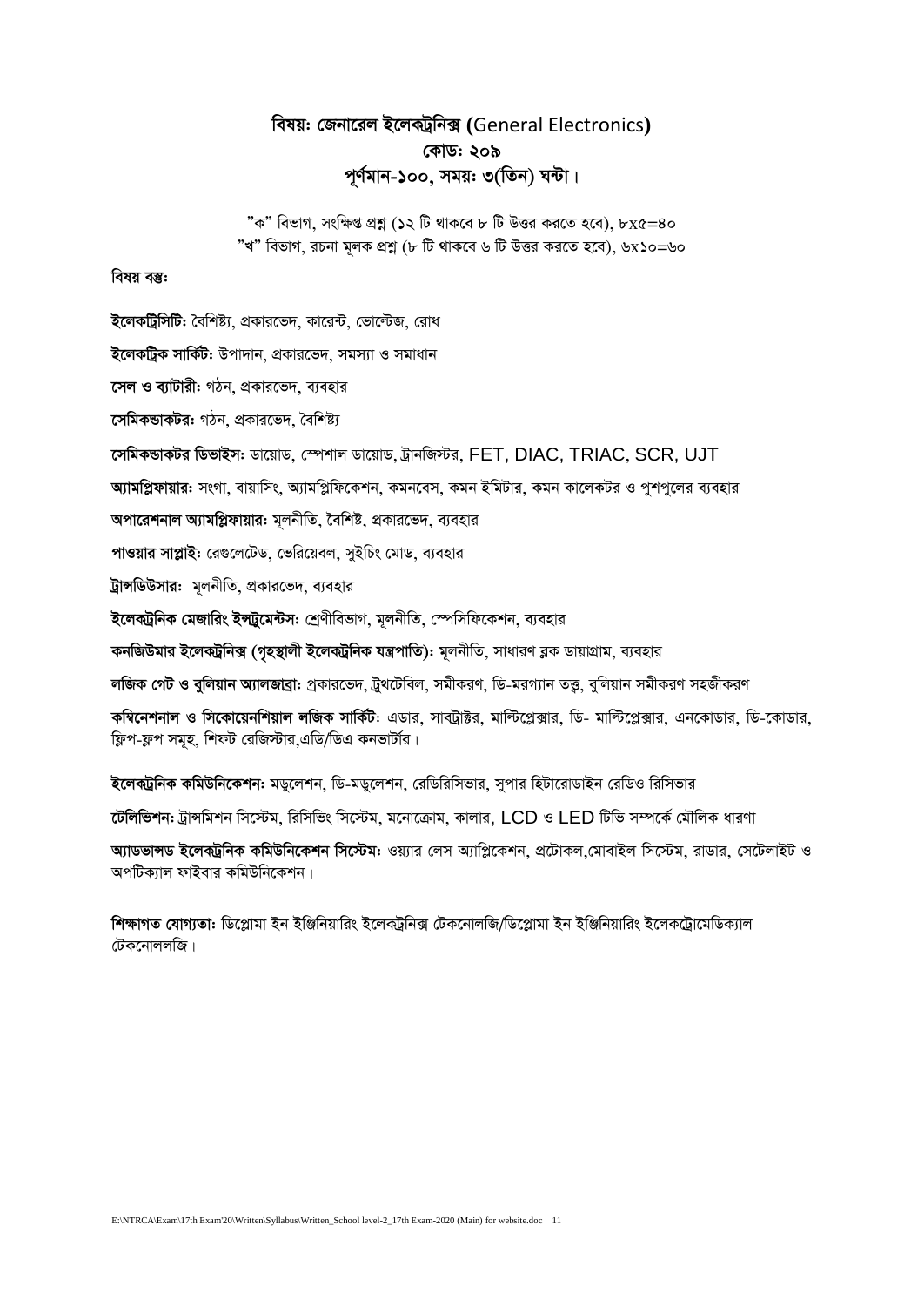# বিষয়ঃ জেনারেল ইলেকট্রনিক্স (General Electronics)
## কোডঃ ২০৯
## পূর্ণমান-১০০, সময়ঃ ৩(তিন) ঘন্টা।

"ক" বিভাগ, সংক্ষিপ্ত প্রশ্ন (১২ টি থাকবে ৮ টি উত্তর করতে হবে), ৮x৫=৪০
"খ" বিভাগ, রচনা মূলক প্রশ্ন (৮ টি থাকবে ৬ টি উত্তর করতে হবে), ৬x১০=৬০

**বিষয় বস্তুঃ**

**ইলেকট্রিসিটিঃ** বৈশিষ্ট্য, প্রকারভেদ, কারেন্ট, ভোল্টেজ, রোধ

**ইলেকট্রিক সার্কিটঃ** উপাদান, প্রকারভেদ, সমস্যা ও সমাধান

**সেল ও ব্যাটারীঃ** গঠন, প্রকারভেদ, ব্যবহার

**সেমিকন্ডাকটরঃ** গঠন, প্রকারভেদ, বৈশিষ্ট্য

**সেমিকন্ডাকটর ডিভাইসঃ** ডায়োড, স্পেশাল ডায়োড, ট্রানজিস্টর, FET, DIAC, TRIAC, SCR, UJT

**অ্যামপ্লিফায়ারঃ** সংগা, বায়াসিং, অ্যামপ্লিফিকেশন, কমনবেস, কমন ইমিটার, কমন কালেকটর ও পুশপুলের ব্যবহার

**অপারেশনাল অ্যামপ্লিফায়ারঃ** মূলনীতি, বৈশিষ্ট, প্রকারভেদ, ব্যবহার

**পাওয়ার সাপ্লাইঃ** রেগুলেটেড, ভেরিয়েবল, সুইচিং মোড, ব্যবহার

**ট্রান্সডিউসারঃ** মূলনীতি, প্রকারভেদ, ব্যবহার

**ইলেকট্রনিক মেজারিং ইন্সট্রুমেন্টসঃ** শ্রেণীবিভাগ, মূলনীতি, স্পেসিফিকেশন, ব্যবহার

**কনজিউমার ইলেকট্রনিক্স (গৃহস্থালী ইলেকট্রনিক যন্ত্রপাতি)ঃ** মূলনীতি, সাধারণ ব্লক ডায়াগ্রাম, ব্যবহার

**লজিক গেট ও বুলিয়ান অ্যালজাব্রাঃ** প্রকারভেদ, ট্রুথটেবিল, সমীকরণ, ডি-মরগ্যান তত্ত্ব, বুলিয়ান সমীকরণ সহজীকরণ

**কম্বিনেশনাল ও সিকোয়েনশিয়াল লজিক সার্কিটঃ** এডার, সাবট্রাক্টর, মাল্টিপ্লেক্সার, ডি- মাল্টিপ্লেক্সার, এনকোডার, ডি-কোডার, ফ্লিপ-ফ্লপ সমূহ, শিফট রেজিস্টার,এডি/ডিএ কনভার্টার।

**ইলেকট্রনিক কমিউনিকেশনঃ** মডুলেশন, ডি-মডুলেশন, রেডিরিসিভার, সুপার হিটারোডাইন রেডিও রিসিভার

**টেলিভিশনঃ** ট্রান্সমিশন সিস্টেম, রিসিভিং সিস্টেম, মনোক্রোম, কালার, LCD ও LED টিভি সম্পর্কে মৌলিক ধারণা

**অ্যাডভান্সড ইলেকট্রনিক কমিউনিকেশন সিস্টেমঃ** ওয়্যার লেস অ্যাপ্লিকেশন, প্রটোকল,মোবাইল সিস্টেম, রাডার, সেটেলাইট ও অপটিক্যাল ফাইবার কমিউনিকেশন।

**শিক্ষাগত যোগ্যতাঃ** ডিপ্লোমা ইন ইঞ্জিনিয়ারিং ইলেকট্রনিক্স টেকনোলজি/ডিপ্লোমা ইন ইঞ্জিনিয়ারিং ইলেকট্রোমেডিক্যাল টেকনোললজি।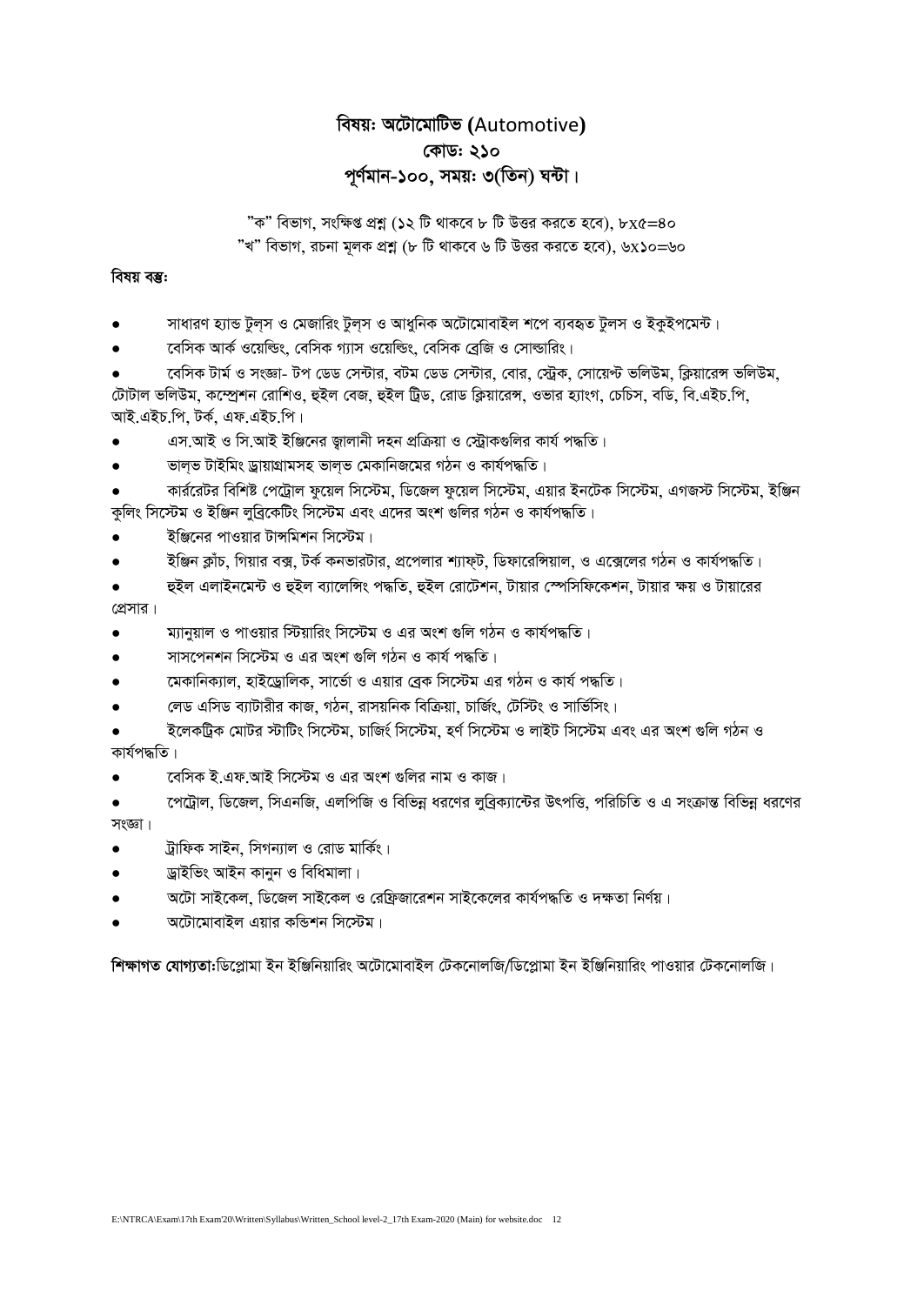# বিষয়ঃ অটোমোটিভ (Automotive)
## কোডঃ ২১০
## পূর্ণমান-১০০, সময়ঃ ৩(তিন) ঘন্টা।

"ক" বিভাগ, সংক্ষিপ্ত প্রশ্ন (১২ টি থাকবে ৮ টি উত্তর করতে হবে), ৮x৫=৪০
"খ" বিভাগ, রচনা মূলক প্রশ্ন (৮ টি থাকবে ৬ টি উত্তর করতে হবে), ৬x১০=৬০

**বিষয় বস্তুঃ**

- সাধারণ হ্যান্ড টুল্‌স ও মেজারিং টুল্‌স ও আধুনিক অটোমোবাইল শপে ব্যবহৃত টুলস ও ইকুইপমেন্ট।
- বেসিক আর্ক ওয়েল্ডিং, বেসিক গ্যাস ওয়েল্ডিং, বেসিক ব্রেজি ও সোল্ডারিং।
- বেসিক টার্ম ও সংজ্ঞা- টপ ডেড সেন্টার, বটম ডেড সেন্টার, বোর, স্ট্রোক, সোয়েপ্ট ভলিউম, ক্লিয়ারেন্স ভলিউম, টোটাল ভলিউম, কম্প্রেশন রেশিও, হুইল বেজ, হুইল ট্রিড, রোড ক্লিয়ারেন্স, ওভার হ্যাংগ, চেচিস, বডি, বি.এইচ.পি, আই.এইচ.পি, টর্ক, এফ.এইচ.পি।
- এস.আই ও সি.আই ইঞ্জিনের জ্বালানী দহন প্রক্রিয়া ও স্ট্রোকগুলির কার্য পদ্ধতি।
- ভাল্‌ভ টাইমিং ড্রায়াগ্রামসহ ভাল্‌ভ মেকানিজমের গঠন ও কার্যপদ্ধতি।
- কার্বরেটর বিশিষ্ট পেট্রোল ফুয়েল সিস্টেম, ডিজেল ফুয়েল সিস্টেম, এয়ার ইনটেক সিস্টেম, এগজস্ট সিস্টেম, ইঞ্জিন কুলিং সিস্টেম ও ইঞ্জিন লুব্রিকেটিং সিস্টেম এবং এদের অংশ গুলির গঠন ও কার্যপদ্ধতি।
- ইঞ্জিনের পাওয়ার টান্সমিশন সিস্টেম।
- ইঞ্জিন ক্লাঁচ, গিয়ার বক্স, টর্ক কনভারটার, প্রপেলার শ্যাফ্‌ট, ডিফারেন্সিয়াল, ও এক্সেলের গঠন ও কার্যপদ্ধতি।
- হুইল এলাইনমেন্ট ও হুইল ব্যালেন্সিং পদ্ধতি, হুইল রোটেশন, টায়ার স্পেসিফিকেশন, টায়ার ক্ষয় ও টায়ারের প্রেসার।
- ম্যানুয়াল ও পাওয়ার স্টিয়ারিং সিস্টেম ও এর অংশ গুলি গঠন ও কার্যপদ্ধতি।
- সাসপেনশন সিস্টেম ও এর অংশ গুলি গঠন ও কার্য পদ্ধতি।
- মেকানিক্যাল, হাইড্রোলিক, সার্ভো ও এয়ার ব্রেক সিস্টেম এর গঠন ও কার্য পদ্ধতি।
- লেড এসিড ব্যাটারীর কাজ, গঠন, রাসয়নিক বিক্রিয়া, চার্জিং, টেস্টিং ও সার্ভিসিং।
- ইলেকট্রিক মোটর স্টাটিং সিস্টেম, চার্জিং সিস্টেম, হর্ণ সিস্টেম ও লাইট সিস্টেম এবং এর অংশ গুলি গঠন ও কার্যপদ্ধতি।
- বেসিক ই.এফ.আই সিস্টেম ও এর অংশ গুলির নাম ও কাজ।
- পেট্রোল, ডিজেল, সিএনজি, এলপিজি ও বিভিন্ন ধরণের লুব্রিক্যান্টের উৎপত্তি, পরিচিতি ও এ সংক্রান্ত বিভিন্ন ধরণের সংজ্ঞা।
- ট্রাফিক সাইন, সিগন্যাল ও রোড মার্কিং।
- ড্রাইভিং আইন কানুন ও বিধিমালা।
- অটো সাইকেল, ডিজেল সাইকেল ও রেফ্রিজারেশন সাইকেলের কার্যপদ্ধতি ও দক্ষতা নির্ণয়।
- অটোমোবাইল এয়ার কন্ডিশন সিস্টেম।

**শিক্ষাগত যোগ্যতাঃ**ডিপ্লোমা ইন ইঞ্জিনিয়ারিং অটোমোবাইল টেকনোলজি/ডিপ্লোমা ইন ইঞ্জিনিয়ারিং পাওয়ার টেকনোলজি।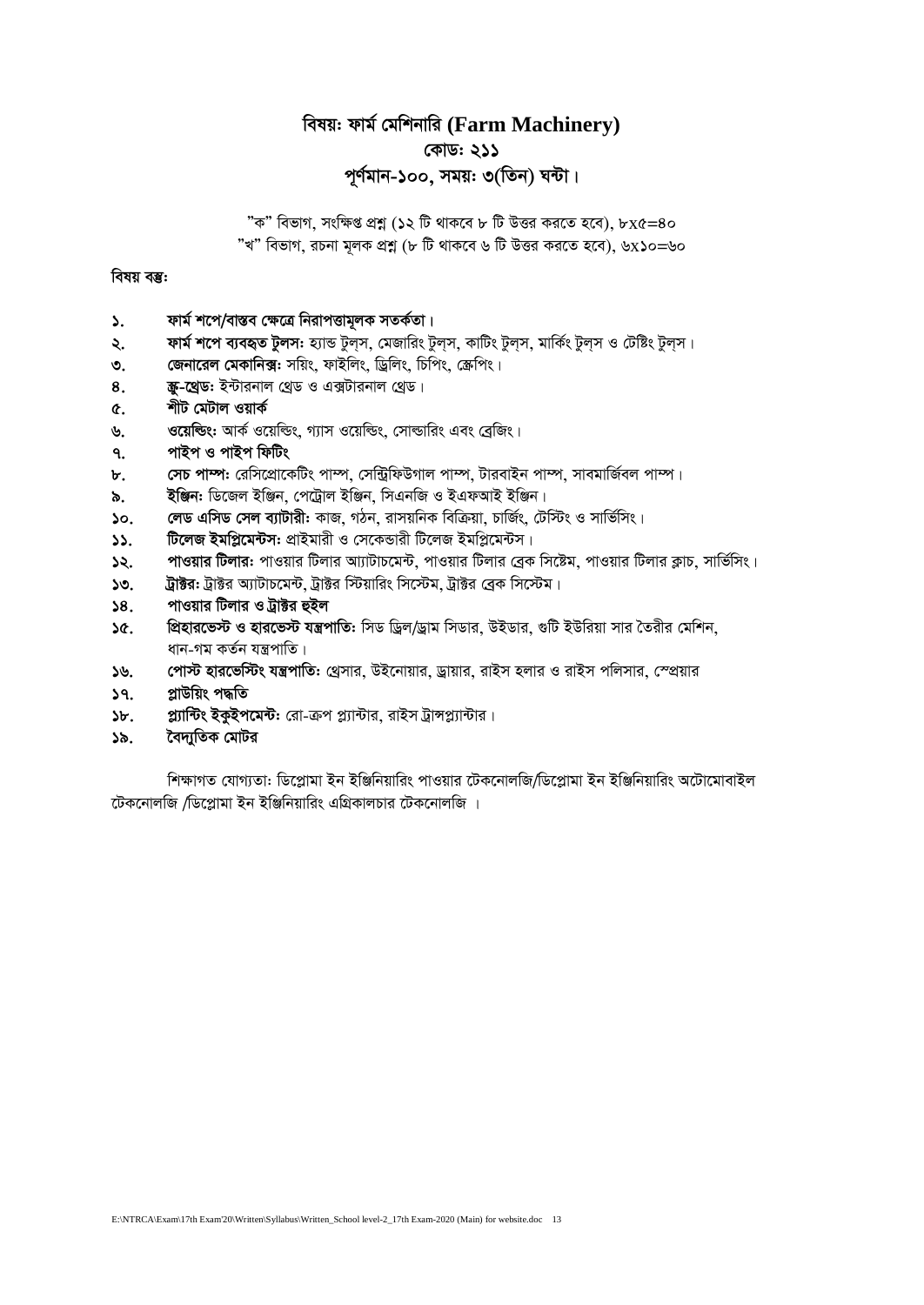# বিষয়: ফার্ম মেশিনারি (Farm Machinery)
## কোডঃ ২১১
## পূর্ণমান-১০০, সময়ঃ ৩(তিন) ঘন্টা।

"ক" বিভাগ, সংক্ষিপ্ত প্রশ্ন (১২ টি থাকবে ৮ টি উত্তর করতে হবে), ৮x৫=৪০
"খ" বিভাগ, রচনা মূলক প্রশ্ন (৮ টি থাকবে ৬ টি উত্তর করতে হবে), ৬x১০=৬০

**বিষয় বস্তুঃ**

১. **ফার্ম শপে/বাস্তব ক্ষেত্রে নিরাপত্তামূলক সতর্কতা।**
২. **ফার্ম শপে ব্যবহৃত টুলসঃ** হ্যান্ড টুল্‌স, মেজারিং টুল্‌স, কাটিং টুল্‌স, মার্কিং টুল্‌স ও টেষ্টিং টুল্‌স।
৩. **জেনারেল মেকানিক্সঃ** সয়িং, ফাইলিং, ড্রিলিং, চিপিং, স্ক্রেপিং।
৪. **স্ক্রু-থ্রেডঃ** ইন্টারনাল থ্রেড ও এক্সটারনাল থ্রেড।
৫. **শীট মেটাল ওয়ার্ক**
৬. **ওয়েল্ডিংঃ** আর্ক ওয়েল্ডিং, গ্যাস ওয়েল্ডিং, সোল্ডারিং এবং ব্রেজিং।
৭. **পাইপ ও পাইপ ফিটিং**
৮. **সেচ পাম্পঃ** রেসিপ্রোকেটিং পাম্প, সেন্ট্রিফিউগাল পাম্প, টারবাইন পাম্প, সাবমার্জিবল পাম্প।
৯. **ইঞ্জিনঃ** ডিজেল ইঞ্জিন, পেট্রোল ইঞ্জিন, সিএনজি ও ইএফআই ইঞ্জিন।
১০. **লেড এসিড সেল ব্যাটারীঃ** কাজ, গঠন, রাসয়নিক বিক্রিয়া, চার্জিং, টেস্টিং ও সার্ভিসিং।
১১. **টিলেজ ইমপ্লিমেন্টসঃ** প্রাইমারী ও সেকেন্ডারী টিলেজ ইমপ্লিমেন্টস।
১২. **পাওয়ার টিলারঃ** পাওয়ার টিলার অ্যাটাচমেন্ট, পাওয়ার টিলার ব্রেক সিষ্টেম, পাওয়ার টিলার ক্লাচ, সার্ভিসিং।
১৩. **ট্রাক্টরঃ** ট্রাক্টর অ্যাটাচমেন্ট, ট্রাক্টর স্টিয়ারিং সিস্টেম, ট্রাক্টর ব্রেক সিস্টেম।
১৪. **পাওয়ার টিলার ও ট্রাক্টর হুইল**
১৫. **প্রিহারভেস্ট ও হারভেস্ট যন্ত্রপাতিঃ** সিড ড্রিল/ড্রাম সিডার, উইডার, গুটি ইউরিয়া সার তৈরীর মেশিন, ধান-গম কর্তন যন্ত্রপাতি।
১৬. **পোস্ট হারভেস্টিং যন্ত্রপাতিঃ** থ্রেসার, উইনোয়ার, ড্রায়ার, রাইস হলার ও রাইস পলিসার, স্প্রেয়ার
১৭. **প্লাউয়িং পদ্ধতি**
১৮. **প্ল্যান্টিং ইকুইপমেন্টঃ** রো-ক্রপ প্ল্যান্টার, রাইস ট্রান্সপ্ল্যান্টার।
১৯. **বৈদ্যুতিক মোটর**

শিক্ষাগত যোগ্যতা: ডিপ্লোমা ইন ইঞ্জিনিয়ারিং পাওয়ার টেকনোলজি/ডিপ্লোমা ইন ইঞ্জিনিয়ারিং অটোমোবাইল টেকনোলজি /ডিপ্লোমা ইন ইঞ্জিনিয়ারিং এগ্রিকালচার টেকনোলজি ।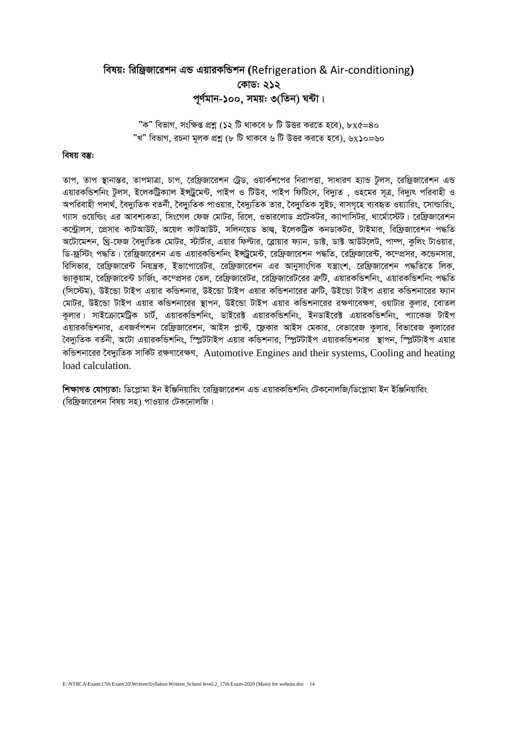## বিষয়ঃ রিফ্রিজারেশন এন্ড এয়ারকন্ডিশন (Refrigeration & Air-conditioning)
## কোডঃ ২১২
## পূর্ণমান-১০০, সময়ঃ ৩(তিন) ঘন্টা।

"ক" বিভাগ, সংক্ষিপ্ত প্রশ্ন (১২ টি থাকবে ৮ টি উত্তর করতে হবে), ৮x৫=৪০
"খ" বিভাগ, রচনা মূলক প্রশ্ন (৮ টি থাকবে ৬ টি উত্তর করতে হবে), ৬x১০=৬০

**বিষয় বস্তুঃ**

তাপ, তাপ স্থানান্তর, তাপমাত্রা, চাপ, রেফ্রিজারেশন ট্রেড, ওয়ার্কশপের নিরাপত্তা, সাধারণ হ্যান্ড টুলস, রেফ্রিজারেশন এন্ড এয়ারকন্ডিশনিং টুলস, ইলেকট্রিক্যাল ইন্সট্রুমেন্ট, পাইপ ও টিউব, পাইপ ফিটিংস, বিদ্যুত , ওহমের সূত্র, বিদ্যুৎ পরিবাহী ও অপরিবাহী পদার্থ, বৈদ্যুতিক বতর্নী, বৈদ্যুতিক পাওয়ার, বৈদ্যুতিক তার, বৈদ্যুতিক সুইচ, বাসগৃহে ব্যবহৃত ওয়্যারিং, সোল্ডারিং, গ্যাস ওয়েল্ডিং এর আবশ্যকতা, সিংগেল ফেজ মোটর, রিলে, ওভারলোড প্রটেকটর, ক্যাপাসিটর, থার্মোস্টেট। রেফ্রিজারেশন কন্ট্রোলস, প্রেসার কাটআউট, অয়েল কাটআউট, সলিনয়েড ভাল্ব, ইলেকট্রিক কনডাকটর, টাইমার, রিফ্রিজারেশন পদ্ধতি অটোমেশন, থ্রি-ফেজ বৈদ্যুতিক মোটর, স্টার্টার, এয়ার ফিল্টার, ব্লোয়ার ফ্যান, ডাক্ট, ডাক্ট আউটলেট, পাম্প, কুলিং টাওয়ার, ডি-ফ্রস্টিং পদ্ধতি। রেফ্রিজারেশন এন্ড এয়ারকন্ডিশনিং ইন্সট্রুমেন্ট, রেফ্রিজারেশন পদ্ধতি, রেফ্রিজারেন্ট, কম্প্রেসর, কন্ডেনসার, রিসিভার, রেফ্রিজারেন্ট নিয়ন্ত্রক, ইভাপোরেটর, রেফ্রিজারেশন এর আনুসাংগিক যন্ত্রাংশ, রেফ্রিজারেশন পদ্ধতিতে লিক, ভ্যাকুয়াম, রেফ্রিজারেন্ট চার্জিং, কম্প্রেসর তেল, রেফ্রিজারেটর, রেফ্রিজারেটরের ত্রুটি, এয়ারকন্ডিশনিং, এয়ারকন্ডিশনিং পদ্ধতি (সিস্টেম), উইন্ডো টাইপ এয়ার কন্ডিশনার, উইন্ডো টাইপ এয়ার কন্ডিশনারের ত্রুটি, উইন্ডো টাইপ এয়ার কন্ডিশনারের ফ্যান মোটর, উইন্ডো টাইপ এয়ার কন্ডিশনারের স্থাপন, উইন্ডো টাইপ এয়ার কন্ডিশনারের রক্ষণাবেক্ষণ, ওয়াটার কুলার, বোতল কুলার। সাইক্রোমেট্রিক চার্ট, এয়ারকন্ডিশনিং, ডাইরেক্ট এয়ারকন্ডিশনিং, ইনডাইরেক্ট এয়ারকন্ডিশনিং, প্যাকেজ টাইপ এয়ারকন্ডিশনার, এবজর্বপশন রেফ্রিজারেশন, আইস প্লান্ট, ফ্লেকার আইস মেকার, বেভারেজ কুলার, বিভারেজ কুলারের বৈদ্যুতিক বর্তনী, অটো এয়ারকন্ডিশনিং, স্প্লিটটাইপ এয়ার কন্ডিশনার, স্প্লিটটাইপ এয়ারকন্ডিশনার স্থাপন, স্প্লিটটাইপ এয়ার কন্ডিশনারের বৈদ্যুতিক সার্কিট রক্ষণাবেক্ষণ, Automotive Engines and their systems, Cooling and heating load calculation.

**শিক্ষাগত যোগ্যতাঃ** ডিপ্লোমা ইন ইঞ্জিনিয়ারিং রেফ্রিজারেশন এন্ড এয়ারকন্ডিশনিং টেকনোলজি/ডিপ্লোমা ইন ইঞ্জিনিয়ারিং (রিফ্রিজারেশন বিষয় সহ) পাওয়ার টেকনোলজি।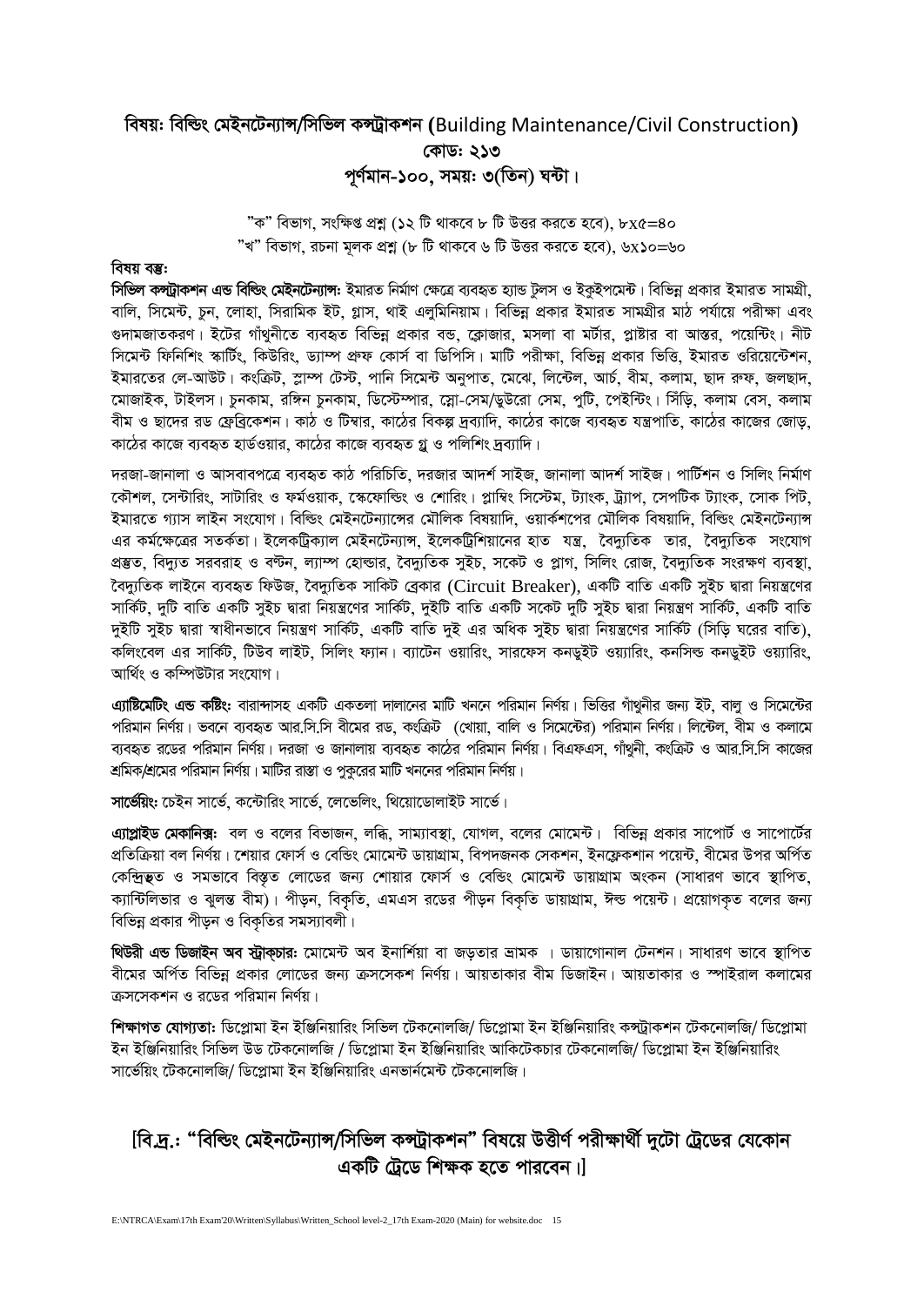## বিষয়ঃ বিল্ডিং মেইনটেন্যান্স/সিভিল কন্স্ট্রাকশন (Building Maintenance/Civil Construction)

## কোডঃ ২১৩

## পূর্ণমান-১০০, সময়ঃ ৩(তিন) ঘন্টা।

"ক" বিভাগ, সংক্ষিপ্ত প্রশ্ন (১২ টি থাকবে ৮ টি উত্তর করতে হবে), ৮x৫=৪০
"খ" বিভাগ, রচনা মূলক প্রশ্ন (৮ টি থাকবে ৬ টি উত্তর করতে হবে), ৬x১০=৬০

**বিষয় বস্তুঃ**

**সিভিল কন্স্ট্রাকশন এন্ড বিল্ডিং মেইনটেন্যান্সঃ** ইমারত নির্মাণ ক্ষেত্রে ব্যবহৃত হ্যান্ড টুলস ও ইকুইপমেন্ট। বিভিন্ন প্রকার ইমারত সামগ্রী, বালি, সিমেন্ট, চুন, লোহা, সিরামিক ইট, গ্লাস, থাই এলুমিনিয়াম। বিভিন্ন প্রকার ইমারত সামগ্রীর মাঠ পর্যায়ে পরীক্ষা এবং গুদামজাতকরণ। ইটের গাঁথুনীতে ব্যবহৃত বিভিন্ন প্রকার বন্ড, ক্লোজার, মসলা বা মর্টার, প্লাষ্টার বা আস্তর, পয়েন্টিং। নীট সিমেন্ট ফিনিশিং স্কার্টিং, কিউরিং, ড্যাম্প প্রুফ কোর্স বা ডিপিসি। মাটি পরীক্ষা, বিভিন্ন প্রকার ভিত্তি, ইমারত ওরিয়েন্টেশন, ইমারতের লে-আউট। কংক্রিট, স্লাম্প টেস্ট, পানি সিমেন্ট অনুপাত, মেঝে, লিন্টেল, আর্চ, বীম, কলাম, ছাদ রুফ, জলছাদ, মোজাইক, টাইলস। চুনকাম, রঙ্গিন চুনকাম, ডিস্টেম্পার, স্লো-সেম/ডুউরো সেম, পুটি, পেইন্টিং। সিঁড়ি, কলাম বেস, কলাম বীম ও ছাদের রড ফেব্রিকেশন। কাঠ ও টিম্বার, কাঠের বিকল্প দ্রব্যাদি, কাঠের কাজে ব্যবহৃত যন্ত্রপাতি, কাঠের কাজের জোড়, কাঠের কাজে ব্যবহৃত হার্ডওয়ার, কাঠের কাজে ব্যবহৃত গ্লু ও পলিশিং দ্রব্যাদি।

দরজা-জানালা ও আসবাবপত্রে ব্যবহৃত কাঠ পরিচিতি, দরজার আদর্শ সাইজ, জানালা আদর্শ সাইজ। পার্টিশন ও সিলিং নির্মাণ কৌশল, সেন্টারিং, সাটারিং ও ফর্মওয়াক, স্কেফোল্ডিং ও শোরিং। প্লাম্বিং সিস্টেম, ট্যাংক, ট্র্যাপ, সেপটিক ট্যাংক, সোক পিট, ইমারতে গ্যাস লাইন সংযোগ। বিল্ডিং মেইনটেন্যান্সের মৌলিক বিষয়াদি, ওয়ার্কশপের মৌলিক বিষয়াদি, বিল্ডিং মেইনটেন্যান্স এর কর্মক্ষেত্রের সতর্কতা। ইলেকট্রিক্যাল মেইনটেন্যান্স, ইলেকট্রিশিয়ানের হাত যন্ত্র, বৈদ্যুতিক তার, বৈদ্যুতিক সংযোগ প্রস্তুত, বিদ্যুত সরবরাহ ও বন্টন, ল্যাম্প হোল্ডার, বৈদ্যুতিক সুইচ, সকেট ও প্লাগ, সিলিং রোজ, বৈদ্যুতিক সংরক্ষণ ব্যবস্থা, বৈদ্যুতিক লাইনে ব্যবহৃত ফিউজ, বৈদ্যুতিক সার্কিট ব্রেকার (Circuit Breaker), একটি বাতি একটি সুইচ দ্বারা নিয়ন্ত্রণের সার্কিট, দুটি বাতি একটি সুইচ দ্বারা নিয়ন্ত্রণের সার্কিট, দুইটি বাতি একটি সকেট দুটি সুইচ দ্বারা নিয়ন্ত্রণ সার্কিট, একটি বাতি দুইটি সুইচ দ্বারা স্বাধীনভাবে নিয়ন্ত্রণ সার্কিট, একটি বাতি দুই এর অধিক সুইচ দ্বারা নিয়ন্ত্রণের সার্কিট (সিড়ি ঘরের বাতি), কলিংবেল এর সার্কিট, টিউব লাইট, সিলিং ফ্যান। ব্যাটেন ওয়ারিং, সারফেস কনডুইট ওয়্যারিং, কনসিল্ড কনডুইট ওয়্যারিং, আর্থিং ও কম্পিউটার সংযোগ।

**এ্যাষ্টিমেটিং এন্ড কষ্টিংঃ** বারান্দাসহ একটি একতলা দালানের মাটি খননে পরিমান নির্ণয়। ভিত্তির গাঁথুনীর জন্য ইট, বালু ও সিমেন্টের পরিমান নির্ণয়। ভবনে ব্যবহৃত আর.সি.সি বীমের রড, কংক্রিট (খোয়া, বালি ও সিমেন্টের) পরিমান নির্ণয়। লিন্টেল, বীম ও কলামে ব্যবহৃত রডের পরিমান নির্ণয়। দরজা ও জানালায় ব্যবহৃত কাঠের পরিমান নির্ণয়। বিএফএস, গাঁথুনী, কংক্রিট ও আর.সি.সি কাজের শ্রমিক/শ্রমের পরিমান নির্ণয়। মাটির রাস্তা ও পুকুরের মাটি খননের পরিমান নির্ণয়।

**সার্ভেয়িংঃ** চেইন সার্ভে, কন্টোরিং সার্ভে, লেভেলিং, থিয়োডোলাইট সার্ভে।

**এ্যাপ্লাইড মেকানিক্সঃ** বল ও বলের বিভাজন, লব্ধি, সাম্যাবস্থা, যোগল, বলের মোমেন্ট। বিভিন্ন প্রকার সাপোর্ট ও সাপোর্টের প্রতিক্রিয়া বল নির্ণয়। শেয়ার ফোর্স ও বেন্ডিং মোমেন্ট ডায়াগ্রাম, বিপদজনক সেকশন, ইনফ্লেকশান পয়েন্ট, বীমের উপর অর্পিত কেন্দ্রিভূত ও সমভাবে বিস্তৃত লোডের জন্য শেয়ার ফোর্স ও বেন্ডিং মোমেন্ট ডায়াগ্রাম অংকন (সাধারণ ভাবে স্থাপিত, ক্যান্টিলিভার ও ঝুলন্ত বীম)। পীড়ন, বিকৃতি, এমএস রডের পীড়ন বিকৃতি ডায়াগ্রাম, ঈল্ড পয়েন্ট। প্রয়োগকৃত বলের জন্য বিভিন্ন প্রকার পীড়ন ও বিকৃতির সমস্যাবলী।

**থিউরী এন্ড ডিজাইন অব স্ট্রাকচারঃ** মোমেন্ট অব ইনার্শিয়া বা জড়তার ভ্রামক। ডায়াগোনাল টেনশন। সাধারণ ভাবে স্থাপিত বীমের অর্পিত বিভিন্ন প্রকার লোডের জন্য ক্রসসেকশ নির্ণয়। আয়তাকার বীম ডিজাইন। আয়তাকার ও স্পাইরাল কলামের ক্রসসেকশন ও রডের পরিমান নির্ণয়।

**শিক্ষাগত যোগ্যতাঃ** ডিপ্লোমা ইন ইঞ্জিনিয়ারিং সিভিল টেকনোলজি/ ডিপ্লোমা ইন ইঞ্জিনিয়ারিং কন্স্ট্রাকশন টেকনোলজি/ ডিপ্লোমা ইন ইঞ্জিনিয়ারিং সিভিল উড টেকনোলজি / ডিপ্লোমা ইন ইঞ্জিনিয়ারিং আর্কিটেকচার টেকনোলজি/ ডিপ্লোমা ইন ইঞ্জিনিয়ারিং সার্ভেয়িং টেকনোলজি/ ডিপ্লোমা ইন ইঞ্জিনিয়ারিং এনভার্নমেন্ট টেকনোলজি।

**[বি.দ্র.: "বিল্ডিং মেইনটেন্যান্স/সিভিল কন্স্ট্রাকশন" বিষয়ে উত্তীর্ণ পরীক্ষার্থী দুটো ট্রেডের যেকোন একটি ট্রেডে শিক্ষক হতে পারবেন।]**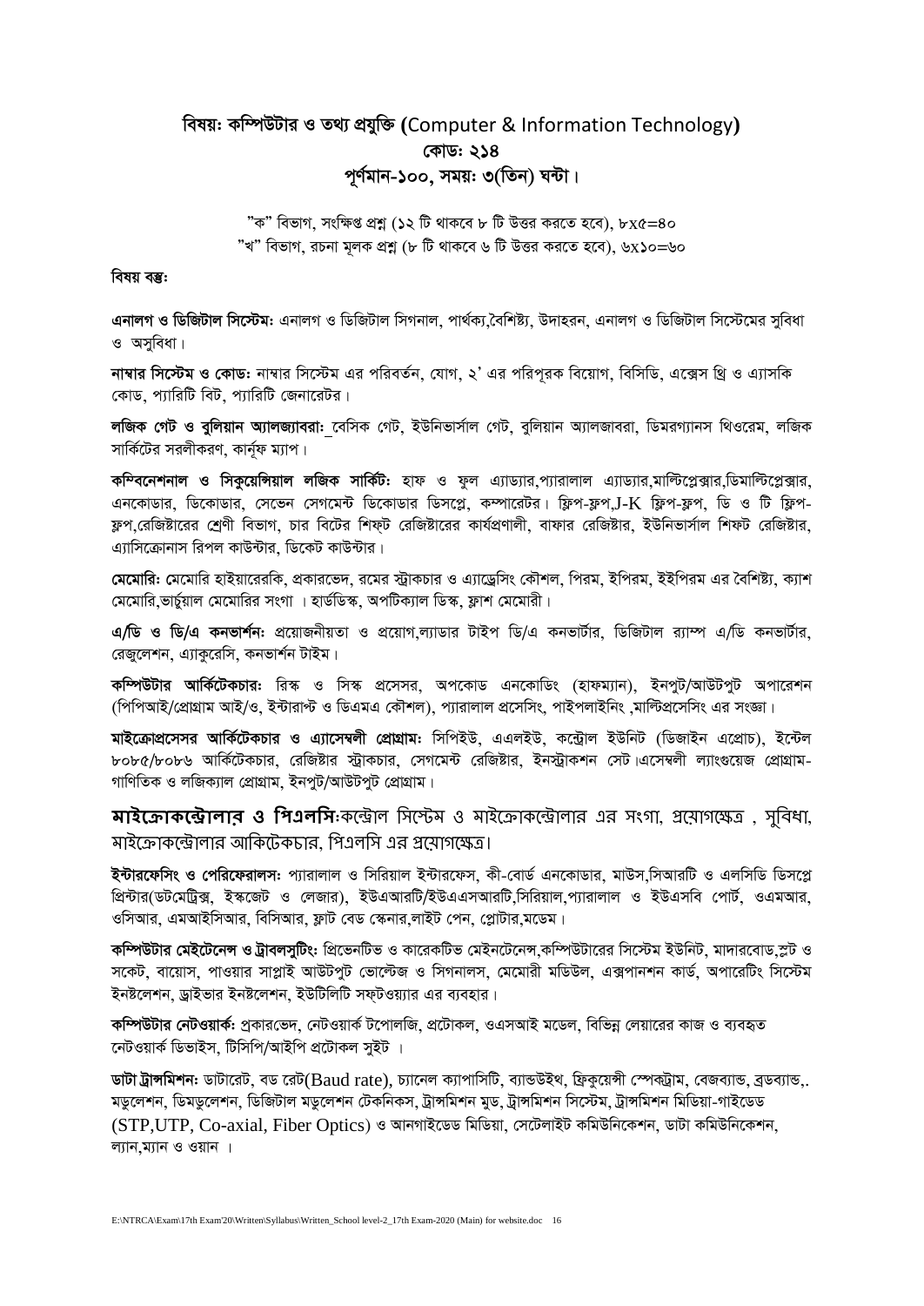## বিষয়ঃ কম্পিউটার ও তথ্য প্রযুক্তি (Computer & Information Technology)
## কোডঃ ২১৪
## পূর্ণমান-১০০, সময়ঃ ৩(তিন) ঘন্টা।

"ক" বিভাগ, সংক্ষিপ্ত প্রশ্ন (১২ টি থাকবে ৮ টি উত্তর করতে হবে), ৮x৫=৪০
"খ" বিভাগ, রচনা মূলক প্রশ্ন (৮ টি থাকবে ৬ টি উত্তর করতে হবে), ৬x১০=৬০

**বিষয় বস্তুঃ**

**এনালগ ও ডিজিটাল সিস্টেমঃ** এনালগ ও ডিজিটাল সিগনাল, পার্থক্য,বৈশিষ্ট্য, উদাহরন, এনালগ ও ডিজিটাল সিস্টেমের সুবিধা ও অসুবিধা।

**নাম্বার সিস্টেম ও কোডঃ** নাম্বার সিস্টেম এর পরিবর্তন, যোগ, ২' এর পরিপূরক বিয়োগ, বিসিডি, এক্সেস থ্রি ও এ্যাসকি কোড, প্যারিটি বিট, প্যারিটি জেনারেটর।

**লজিক গেট ও বুলিয়ান অ্যালজ্যাবরাঃ** বেসিক গেট, ইউনিভার্সাল গেট, বুলিয়ান অ্যালজাবরা, ডিমরগ্যানস থিওরেম, লজিক সার্কিটের সরলীকরণ, কার্নূফ ম্যাপ।

**কম্বিনেশনাল ও সিকুয়েন্সিয়াল লজিক সার্কিটঃ** হাফ ও ফুল এ্যাড্যার,প্যারালাল এ্যাড্যার,মাল্টিপ্লেক্সার,ডিমাল্টিপ্লেক্সার, এনকোডার, ডিকোডার, সেভেন সেগমেন্ট ডিকোডার ডিসপ্লে, কম্পারেটর। ফ্লিপ-ফ্লপ,J-K ফ্লিপ-ফ্লপ, ডি ও টি ফ্লিপ-ফ্লপ,রেজিষ্টারের শ্রেণী বিভাগ, চার বিটের শিফট রেজিষ্টারের কার্যপ্রণালী, বাফার রেজিষ্টার, ইউনিভার্সাল শিফট রেজিষ্টার, এ্যাসিক্রোনাস রিপল কাউন্টার, ডিকেট কাউন্টার।

**মেমোরিঃ** মেমোরি হাইয়ারেরকি, প্রকারভেদ, রমের স্ট্রাকচার ও এ্যাড্রেসিং কৌশল, পিরম, ইপিরম, ইইপিরম এর বৈশিষ্ট্য, ক্যাশ মেমোরি,ভার্চুয়াল মেমোরির সংগা । হার্ডডিস্ক, অপটিক্যাল ডিস্ক, ফ্লাশ মেমোরী।

**এ/ডি ও ডি/এ কনভার্শনঃ** প্রয়োজনীয়তা ও প্রয়োগ,ল্যাডার টাইপ ডি/এ কনভার্টার, ডিজিটাল র‍্যাম্প এ/ডি কনভার্টার, রেজুলেশন, এ্যাকুরেসি, কনভার্শন টাইম।

**কম্পিউটার আর্কিটেকচারঃ** রিস্ক ও সিস্ক প্রসেসর, অপকোড এনকোডিং (হাফম্যান), ইনপুট/আউটপুট অপারেশন (পিপিআই/প্রোগ্রাম আই/ও, ইন্টারাপ্ট ও ডিএমএ কৌশল), প্যারালাল প্রসেসিং, পাইপলাইনিং ,মাল্টিপ্রসেসিং এর সংজ্ঞা।

**মাইক্রোপ্রসেসর আর্কিটেকচার ও এ্যাসেম্বলী প্রোগ্রামঃ** সিপিইউ, এএলইউ, কন্ট্রোল ইউনিট (ডিজাইন এপ্রোচ), ইন্টেল ৮০৮৫/৮০৮৬ আর্কিটেকচার, রেজিষ্টার স্ট্রাকচার, সেগমেন্ট রেজিষ্টার, ইনস্ট্রাকশন সেট।এসেম্বলী ল্যাংগুয়েজ প্রোগ্রাম-গাণিতিক ও লজিক্যাল প্রোগ্রাম, ইনপুট/আউটপুট প্রোগ্রাম।

**মাইক্রোকন্ট্রোলার ও পিএলসিঃ** কন্ট্রোল সিস্টেম ও মাইক্রোকন্ট্রোলার এর সংগা, প্রয়োগক্ষেত্র , সুবিধা, মাইক্রোকন্ট্রোলার আকিটেকচার, পিএলসি এর প্রয়োগক্ষেত্র।

**ইন্টারফেসিং ও পেরিফেরালসঃ** প্যারালাল ও সিরিয়াল ইন্টারফেস, কী-বোর্ড এনকোডার, মাউস,সিআরটি ও এলসিডি ডিসপ্লে প্রিন্টার(ডটমেট্রিক্স, ইস্কজেট ও লেজার), ইউএআরটি/ইউএএসআরটি,সিরিয়াল,প্যারালাল ও ইউএসবি পোর্ট, ওএমআর, ওসিআর, এমআইসিআর, বিসিআর, ফ্লাট বেড স্কেনার,লাইট পেন, প্লোটার,মডেম।

**কম্পিউটার মেইটেনেন্স ও ট্রাবলসুটিংঃ** প্রিভেনটিভ ও কারেকটিভ মেইনটেনেন্স,কম্পিউটারের সিস্টেম ইউনিট, মাদারবোড,স্লট ও সকেট, বায়োস, পাওয়ার সাপ্লাই আউটপুট ভোল্টেজ ও সিগনালস, মেমোরী মডিউল, এক্সপানশন কার্ড, অপারেটিং সিস্টেম ইনষ্টলেশন, ড্রাইভার ইনষ্টলেশন, ইউটিলিটি সফটওয়্যার এর ব্যবহার।

**কম্পিউটার নেটওয়ার্কঃ** প্রকারভেদ, নেটওয়ার্ক টপোলজি, প্রটোকল, ওএসআই মডেল, বিভিন্ন লেয়ারের কাজ ও ব্যবহৃত নেটওয়ার্ক ডিভাইস, টিসিপি/আইপি প্রটোকল সুইট ।

**ডাটা ট্রান্সমিশনঃ** ডাটারেট, বড রেট(Baud rate), চ্যানেল ক্যাপাসিটি, ব্যান্ডউইথ, ফ্রিকুয়েন্সী স্পেকট্রাম, বেজব্যান্ড, ব্রডব্যান্ড,. মডুলেশন, ডিমডুলেশন, ডিজিটাল মডুলেশন টেকনিকস, ট্রান্সমিশন মুড, ট্রান্সমিশন সিস্টেম, ট্রান্সমিশন মিডিয়া-গাইডেড (STP,UTP, Co-axial, Fiber Optics) ও আনগাইডেড মিডিয়া, সেটেলাইট কমিউনিকেশন, ডাটা কমিউনিকেশন, ল্যান,ম্যান ও ওয়ান ।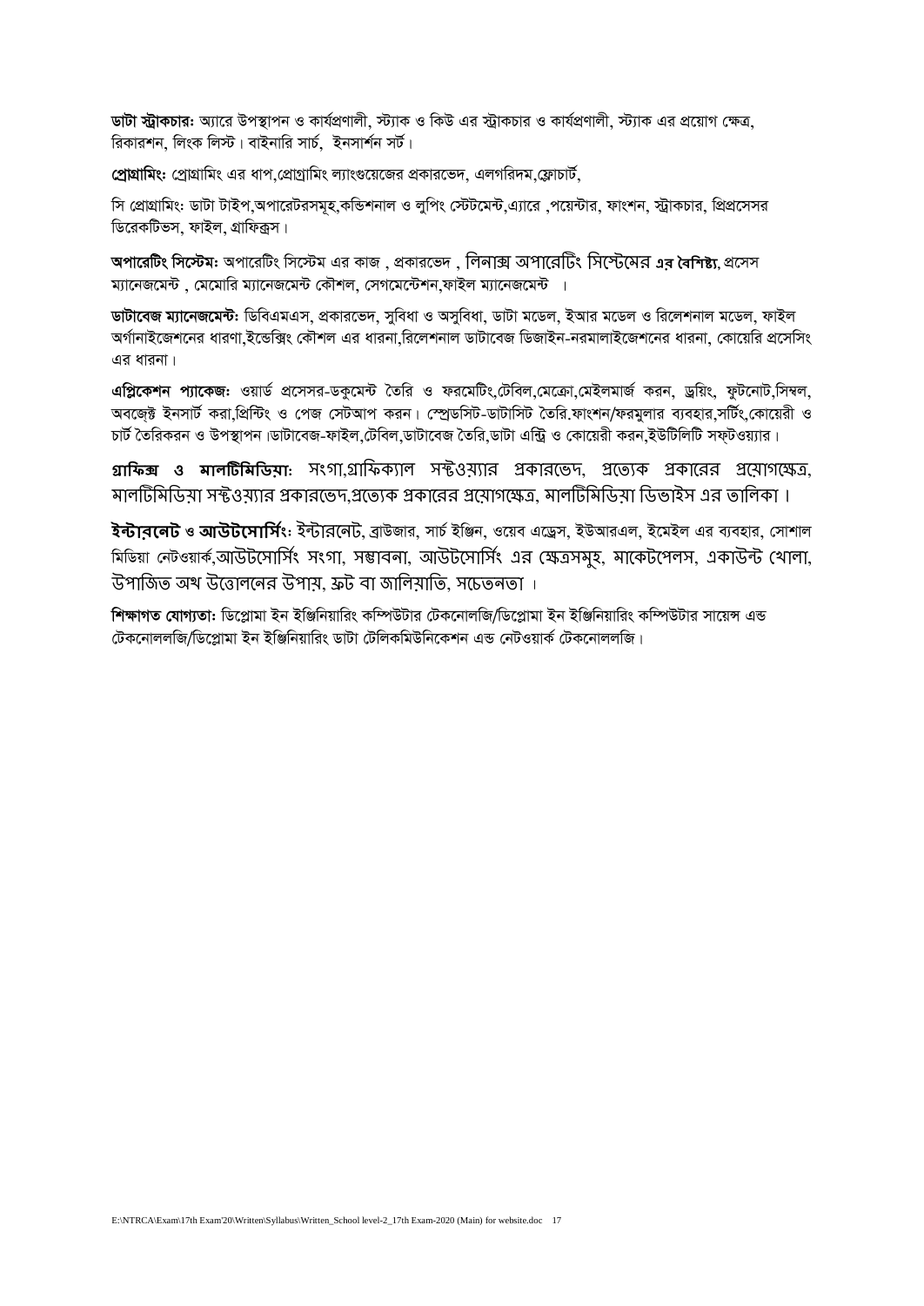**ডাটা স্ট্রাকচার:** অ্যারে উপস্থাপন ও কার্যপ্রণালী, স্ট্যাক ও কিউ এর স্ট্রাকচার ও কার্যপ্রণালী, স্ট্যাক এর প্রয়োগ ক্ষেত্র, রিকারশন, লিংক লিস্ট। বাইনারি সার্চ, ইনসার্শন সর্ট।

**প্রোগ্রামিং:** প্রোগ্রামিং এর ধাপ,প্রোগ্রামিং ল্যাংগুয়েজের প্রকারভেদ, এলগরিদম,ফ্লোচার্ট,

সি প্রোগ্রামিং: ডাটা টাইপ,অপারেটরসমূহ,কন্ডিশনাল ও লুপিং স্টেটমেন্ট,এ্যারে ,পয়েন্টার, ফাংশন, স্ট্রাকচার, প্রিপ্রসেসর ডিরেকটিভস, ফাইল, গ্রাফিক্স।

**অপারেটিং সিস্টেম:** অপারেটিং সিস্টেম এর কাজ , প্রকারভেদ , লিনাক্স অপারেটিং সিস্টেমের **এর বৈশিষ্ট্য**, প্রসেস ম্যানেজমেন্ট , মেমোরি ম্যানেজমেন্ট কৌশল, সেগমেন্টেশন,ফাইল ম্যানেজমেন্ট ।

**ডাটাবেজ ম্যানেজমেন্ট:** ডিবিএমএস, প্রকারভেদ, সুবিধা ও অসুবিধা, ডাটা মডেল, ইআর মডেল ও রিলেশনাল মডেল, ফাইল অর্গানাইজেশনের ধারণা,ইন্ডেক্সিং কৌশল এর ধারনা,রিলেশনাল ডাটাবেজ ডিজাইন-নরমালাইজেশনের ধারনা, কোয়েরি প্রসেসিং এর ধারনা।

**এপ্লিকেশন প্যাকেজ:** ওয়ার্ড প্রসেসর-ডকুমেন্ট তৈরি ও ফরমেটিং,টেবিল,মেক্রো,মেইলমার্জ করন, ড্রয়িং, ফুটনোট,সিম্বল, অবজেক্ট ইনসার্ট করা,প্রিন্টিং ও পেজ সেটআপ করন। স্প্রেডসিট-ডাটাসিট তৈরি.ফাংশন/ফরমুলার ব্যবহার,সর্টিং,কোয়েরী ও চার্ট তৈরিকরন ও উপস্থাপন।ডাটাবেজ-ফাইল,টেবিল,ডাটাবেজ তৈরি,ডাটা এন্ট্রি ও কোয়েরী করন,ইউটিলিটি সফটওয়্যার।

**গ্রাফিক্স ও মালটিমিডিয়া:** সংগা,গ্রাফিক্যাল সফ্টওয়্যার প্রকারভেদ, প্রত্যেক প্রকারের প্রয়োগক্ষেত্র, মালটিমিডিয়া সফ্টওয়্যার প্রকারভেদ,প্রত্যেক প্রকারের প্রয়োগক্ষেত্র, মালটিমিডিয়া ডিভাইস এর তালিকা।

**ইন্টারনেট ও আউটসোর্সিং:** ইন্টারনেট, ব্রাউজার, সার্চ ইঞ্জিন, ওয়েব এড্রেস, ইউআরএল, ইমেইল এর ব্যবহার, সোশাল মিডিয়া নেটওয়ার্ক,আউটসোর্সিং সংগা, সম্ভাবনা, আউটসোর্সিং এর ক্ষেত্রসমূহ, মার্কেটপেলস, একাউন্ট খোলা, উপার্জিত অর্থ উত্তোলনের উপায়, ফ্রট বা জালিয়াতি, সচেতনতা ।

**শিক্ষাগত যোগ্যতা:** ডিপ্লোমা ইন ইঞ্জিনিয়ারিং কম্পিউটার টেকনোলজি/ডিপ্লোমা ইন ইঞ্জিনিয়ারিং কম্পিউটার সায়েন্স এন্ড টেকনোললজি/ডিপ্লোমা ইন ইঞ্জিনিয়ারিং ডাটা টেলিকমিউনিকেশন এন্ড নেটওয়ার্ক টেকনোললজি।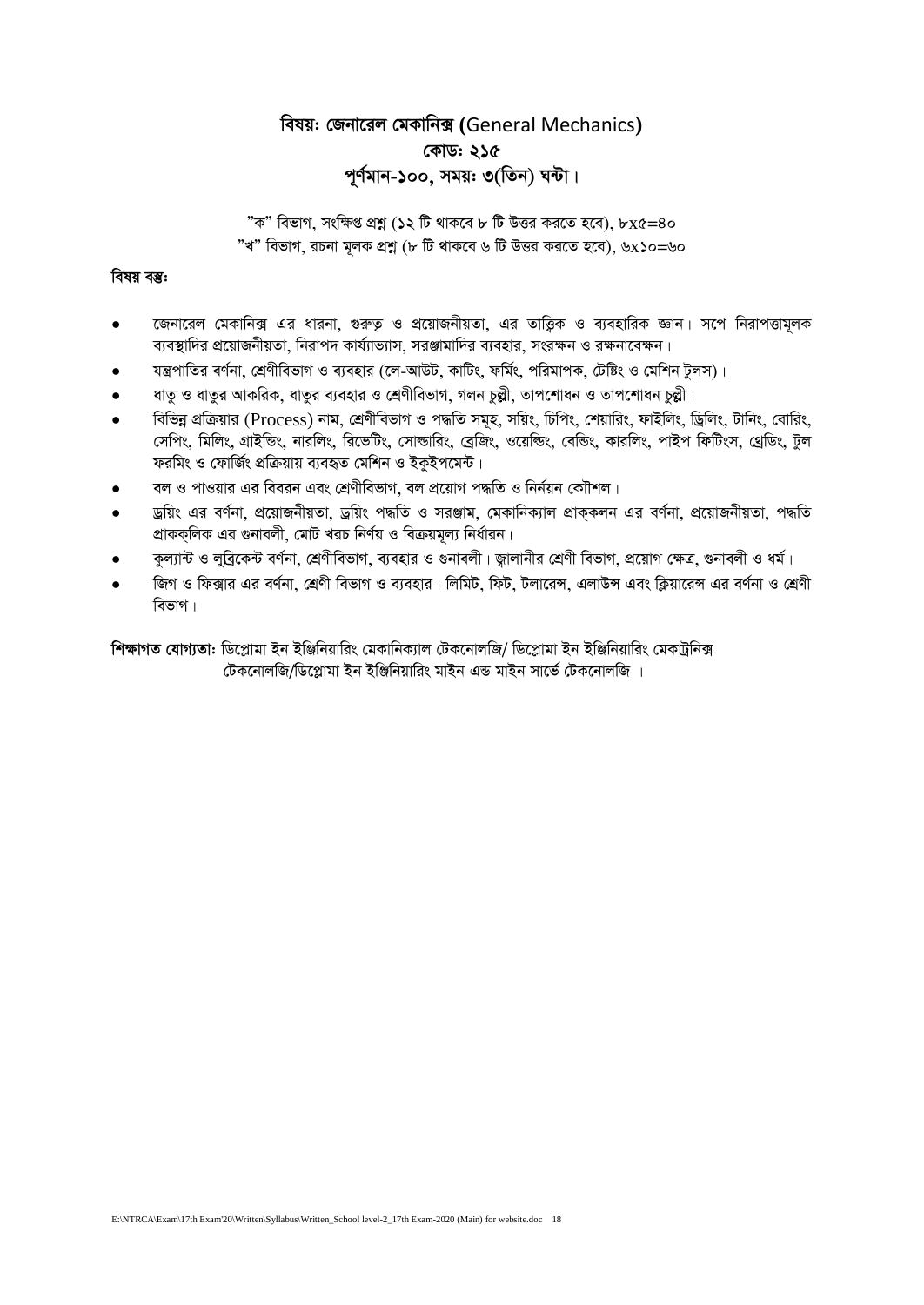# বিষয়ঃ জেনারেল মেকানিক্স (General Mechanics)
## কোডঃ ২১৫
## পূর্ণমান-১০০, সময়ঃ ৩(তিন) ঘন্টা।

"ক" বিভাগ, সংক্ষিপ্ত প্রশ্ন (১২ টি থাকবে ৮ টি উত্তর করতে হবে), ৮x৫=৪০
"খ" বিভাগ, রচনা মূলক প্রশ্ন (৮ টি থাকবে ৬ টি উত্তর করতে হবে), ৬x১০=৬০

**বিষয় বস্তুঃ**

- জেনারেল মেকানিক্স এর ধারনা, গুরুত্ব ও প্রয়োজনীয়তা, এর তাত্ত্বিক ও ব্যবহারিক জ্ঞান। সপে নিরাপত্তামূলক ব্যবস্থাদির প্রয়োজনীয়তা, নিরাপদ কার্য্যাভ্যাস, সরঞ্জামাদির ব্যবহার, সংরক্ষন ও রক্ষনাবেক্ষন।
- যন্ত্রপাতির বর্ণনা, শ্রেণীবিভাগ ও ব্যবহার (লে-আউট, কাটিং, ফর্মিং, পরিমাপক, টেষ্টিং ও মেশিন টুলস)।
- ধাতু ও ধাতুর আকরিক, ধাতুর ব্যবহার ও শ্রেণীবিভাগ, গলন চুল্লী, তাপশোধন ও তাপশোধন চুল্লী।
- বিভিন্ন প্রক্রিয়ার (Process) নাম, শ্রেণীবিভাগ ও পদ্ধতি সমূহ, সয়িং, চিপিং, শেয়ারিং, ফাইলিং, ড্রিলিং, টার্নিং, বোরিং, সেপিং, মিলিং, গ্রাইন্ডিং, নারলিং, রিভেটিং, সোল্ডারিং, ব্রেজিং, ওয়েল্ডিং, বেন্ডিং, কারলিং, পাইপ ফিটিংস, থ্রেডিং, টুল ফরমিং ও ফোর্জিং প্রক্রিয়ায় ব্যবহৃত মেশিন ও ইকুইপমেন্ট।
- বল ও পাওয়ার এর বিবরন এবং শ্রেণীবিভাগ, বল প্রয়োগ পদ্ধতি ও নির্নয়ন কৌশল।
- ড্রয়িং এর বর্ণনা, প্রয়োজনীয়তা, ড্রয়িং পদ্ধতি ও সরঞ্জাম, মেকানিক্যাল প্রাক্কলন এর বর্ণনা, প্রয়োজনীয়তা, পদ্ধতি প্রাককলিক এর গুনাবলী, মোট খরচ নির্ণয় ও বিক্রয়মূল্য নির্ধারন।
- কুল্যান্ট ও লুব্রিকেন্ট বর্ণনা, শ্রেণীবিভাগ, ব্যবহার ও গুনাবলী। জ্বালানীর শ্রেণী বিভাগ, প্রয়োগ ক্ষেত্র, গুনাবলী ও ধর্ম।
- জিগ ও ফিক্সার এর বর্ণনা, শ্রেণী বিভাগ ও ব্যবহার। লিমিট, ফিট, টলারেন্স, এলাউন্স এবং ক্লিয়ারেন্স এর বর্ণনা ও শ্রেণী বিভাগ।

**শিক্ষাগত যোগ্যতাঃ** ডিপ্লোমা ইন ইঞ্জিনিয়ারিং মেকানিক্যাল টেকনোলজি/ ডিপ্লোমা ইন ইঞ্জিনিয়ারিং মেকাট্রনিক্স টেকনোলজি/ডিপ্লোমা ইন ইঞ্জিনিয়ারিং মাইন এন্ড মাইন সার্ভে টেকনোলজি ।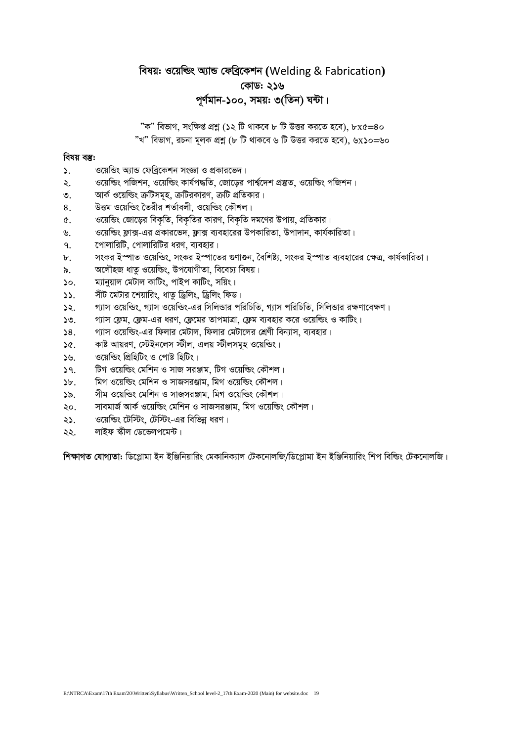## বিষয়ঃ ওয়েল্ডিং অ্যান্ড ফেব্রিকেশন (Welding & Fabrication)
## কোডঃ ২১৬
## পূর্ণমান-১০০, সময়ঃ ৩(তিন) ঘন্টা।

"ক" বিভাগ, সংক্ষিপ্ত প্রশ্ন (১২ টি থাকবে ৮ টি উত্তর করতে হবে), ৮x৫=৪০
"খ" বিভাগ, রচনা মূলক প্রশ্ন (৮ টি থাকবে ৬ টি উত্তর করতে হবে), ৬x১০=৬০

**বিষয় বস্তুঃ**

১. ওয়েল্ডিং অ্যান্ড ফেব্রিকেশন সংজ্ঞা ও প্রকারভেদ।
২. ওয়েল্ডিং পজিশন, ওয়েল্ডিং কার্যপদ্ধতি, জোড়ের পার্শ্বদেশ প্রস্তুত, ওয়েল্ডিং পজিশন।
৩. আর্ক ওয়েল্ডিং ত্রুটিসমূহ, ত্রুটিরকারণ, ত্রুটি প্রতিকার।
৪. উত্তম ওয়েল্ডিং তৈরীর শর্তাবলী, ওয়েল্ডিং কৌশল।
৫. ওয়েল্ডিং জোড়ের বিকৃতি, বিকৃতির কারণ, বিকৃতি দমণের উপায়, প্রতিকার।
৬. ওয়েল্ডিং ফ্লাক্স-এর প্রকারভেদ, ফ্লাক্স ব্যবহারের উপকারিতা, উপাদান, কার্যকারিতা।
৭. পোলারিটি, পোলারিটির ধরণ, ব্যবহার।
৮. সংকর ইস্পাত ওয়েল্ডিং, সংকর ইস্পাতের গুণাগুন, বৈশিষ্ট্য, সংকর ইস্পাত ব্যবহারের ক্ষেত্র, কার্যকারিতা।
৯. অলৌহজ ধাতু ওয়েল্ডিং, উপযোগীতা, বিবেচ্য বিষয়।
১০. ম্যানুয়াল মেটাল কাটিং, পাইপ কাটিং, সয়িং।
১১. সীট মেটার শেয়ারিং, ধাতু ড্রিলিং, ড্রিলিং ফিড।
১২. গ্যাস ওয়েল্ডিং, গ্যাস ওয়েল্ডিং-এর সিলিন্ডার পরিচিতি, গ্যাস পরিচিতি, সিলিন্ডার রক্ষণাবেক্ষণ।
১৩. গ্যাস ফ্লেম, ফ্লেম-এর ধরণ, ফ্লেমের তাপমাত্রা, ফ্লেম ব্যবহার করে ওয়েল্ডিং ও কাটিং।
১৪. গ্যাস ওয়েল্ডিং-এর ফিলার মেটাল, ফিলার মেটালের শ্রেণী বিন্যাস, ব্যবহার।
১৫. কাষ্ট আয়রণ, স্টেইনলেস স্টীল, এলয় স্টীলসমূহ ওয়েল্ডিং।
১৬. ওয়েল্ডিং প্রিহিটিং ও পোষ্ট হিটিং।
১৭. টিগ ওয়েল্ডিং মেশিন ও সাজ সরঞ্জাম, টিগ ওয়েল্ডিং কৌশল।
১৮. মিগ ওয়েল্ডিং মেশিন ও সাজসরঞ্জাম, মিগ ওয়েল্ডিং কৌশল।
১৯. সীম ওয়েল্ডিং মেশিন ও সাজসরঞ্জাম, মিগ ওয়েল্ডিং কৌশল।
২০. সাবমার্জ আর্ক ওয়েল্ডিং মেশিন ও সাজসরঞ্জাম, মিগ ওয়েল্ডিং কৌশল।
২১. ওয়েল্ডিং টেস্টিং, টেস্টিং-এর বিভিন্ন ধরণ।
২২. লাইফ স্কীল ডেভেলপমেন্ট।

**শিক্ষাগত যোগ্যতাঃ** ডিপ্লোমা ইন ইঞ্জিনিয়ারিং মেকানিক্যাল টেকনোলজি/ডিপ্লোমা ইন ইঞ্জিনিয়ারিং শিপ বিল্ডিং টেকনোলজি।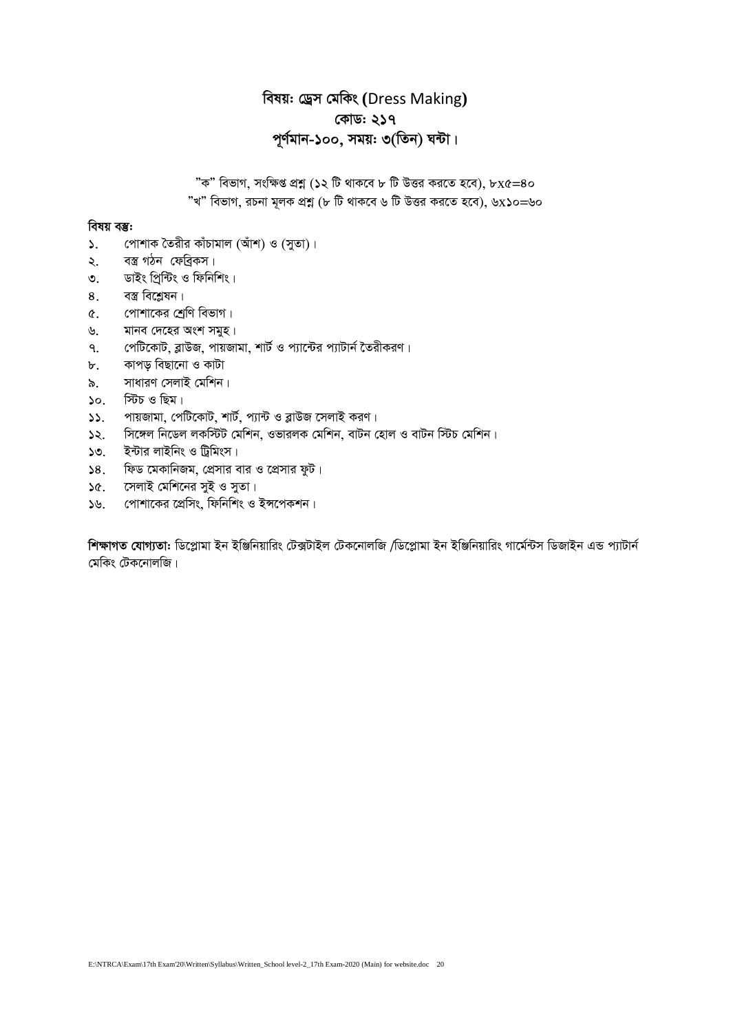## বিষয়ঃ ড্রেস মেকিং (Dress Making)
## কোডঃ ২১৭
## পূর্ণমান-১০০, সময়ঃ ৩(তিন) ঘন্টা।

"ক" বিভাগ, সংক্ষিপ্ত প্রশ্ন (১২ টি থাকবে ৮ টি উত্তর করতে হবে), ৮x৫=৪০

"খ" বিভাগ, রচনা মূলক প্রশ্ন (৮ টি থাকবে ৬ টি উত্তর করতে হবে), ৬x১০=৬০

**বিষয় বস্তুঃ**

১. পোশাক তৈরীর কাঁচামাল (আঁশ) ও (সুতা)।
২. বস্ত্র গঠন ফেব্রিকস।
৩. ডাইং প্রিন্টিং ও ফিনিশিং।
৪. বস্ত্র বিশ্লেষন।
৫. পোশাকের শ্রেণি বিভাগ।
৬. মানব দেহের অংশ সমুহ।
৭. পেটিকোট, ব্লাউজ, পায়জামা, শার্ট ও প্যান্টের প্যাটার্ন তৈরীকরণ।
৮. কাপড় বিছানো ও কাটা
৯. সাধারণ সেলাই মেশিন।
১০. স্টিচ ও ছিম।
১১. পায়জামা, পেটিকোট, শার্ট, প্যান্ট ও ব্লাউজ সেলাই করণ।
১২. সিঙ্গেল নিডেল লকস্টিট মেশিন, ওভারলক মেশিন, বাটন হোল ও বাটন স্টিচ মেশিন।
১৩. ইন্টার লাইনিং ও ট্রিমিংস।
১৪. ফিড মেকানিজম, প্রেসার বার ও প্রেসার ফুট।
১৫. সেলাই মেশিনের সুই ও সুতা।
১৬. পোশাকের প্রেসিং, ফিনিশিং ও ইন্সপেকশন।

**শিক্ষাগত যোগ্যতাঃ** ডিপ্লোমা ইন ইঞ্জিনিয়ারিং টেক্সটাইল টেকনোলজি /ডিপ্লোমা ইন ইঞ্জিনিয়ারিং গার্মেন্টস ডিজাইন এন্ড প্যাটার্ন মেকিং টেকনোলজি।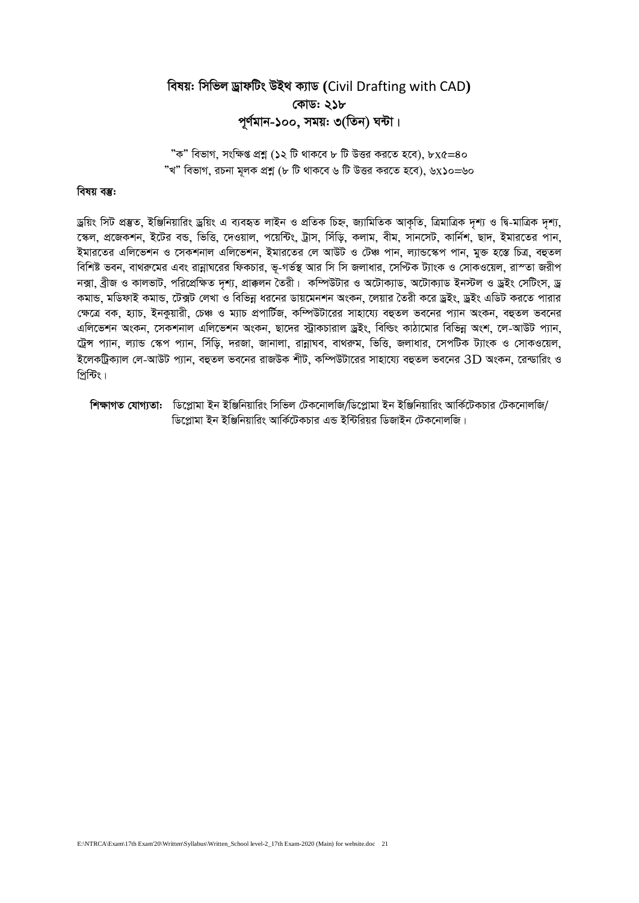# বিষয়: সিভিল ড্রাফটিং উইথ ক্যাড (Civil Drafting with CAD)
## কোড: ২১৮
## পূর্ণমান-১০০, সময়: ৩(তিন) ঘন্টা।

"ক" বিভাগ, সংক্ষিপ্ত প্রশ্ন (১২ টি থাকবে ৮ টি উত্তর করতে হবে), ৮x৫=৪০
"খ" বিভাগ, রচনা মূলক প্রশ্ন (৮ টি থাকবে ৬ টি উত্তর করতে হবে), ৬x১০=৬০

**বিষয় বস্তু:**

ড্রয়িং সিট প্রস্তুত, ইঞ্জিনিয়ারিং ড্রয়িং এ ব্যবহৃত লাইন ও প্রতিক চিহ্ন, জ্যামিতিক আকৃতি, ত্রিমাত্রিক দৃশ্য ও দ্বি-মাত্রিক দৃশ্য, স্কেল, প্রজেকশন, ইটের বন্ড, ভিত্তি, দেওয়াল, পয়েন্টিং, ট্রাস, সিঁড়ি, কলাম, বীম, সানসেট, কার্নিশ, ছাদ, ইমারতের পান, ইমারতের এলিভেশন ও সেকশনাল এলিভেশন, ইমারতের লে আউট ও টেঞ্চ পান, ল্যান্ডস্কেপ পান, মুক্ত হস্তে চিত্র, বহুতল বিশিষ্ট ভবন, বাথরুমের এবং রান্নাঘরের ফিকচার, ভূ-গর্ভস্থ আর সি সি জলাধার, সেপ্টিক ট্যাংক ও সোকওয়েল, রাস্তা জরীপ নক্সা, ব্রীজ ও কালভাট, পরিপ্রেক্ষিত দৃশ্য, প্রাক্কলন তৈরী। কম্পিউটার ও অটোক্যাড, অটোক্যাড ইনস্টল ও ড্রইং সেটিংস, ড্র কমান্ড, মডিফাই কমান্ড, টেক্সট লেখা ও বিভিন্ন ধরনের ডায়মেনশন অংকন, লেয়ার তৈরী করে ড্রইং, ড্রইং এডিট করতে পারার ক্ষেত্রে বক, হ্যাচ, ইনকুয়ারী, চেঞ্চ ও ম্যাচ প্রপার্টিজ, কম্পিউটারের সাহায্যে বহুতল ভবনের প্যান অংকন, বহুতল ভবনের এলিভেশন অংকন, সেকশনাল এলিভেশন অংকন, ছাদের স্ট্রাকচারাল ড্রইং, বিল্ডিং কাঠামোর বিভিন্ন অংশ, লে-আউট প্যান, ট্রেন্স প্যান, ল্যান্ড স্কেপ প্যান, সিঁড়ি, দরজা, জানালা, রান্নাঘব, বাথরুম, ভিত্তি, জলাধার, সেপটিক ট্যাংক ও সোকওয়েল, ইলেকট্রিক্যাল লে-আউট প্যান, বহুতল ভবনের রাজউক শীট, কম্পিউটারের সাহায্যে বহুতল ভবনের 3D অংকন, রেন্ডারিং ও প্রিন্টিং।

**শিক্ষাগত যোগ্যতা:** ডিপ্লোমা ইন ইঞ্জিনিয়ারিং সিভিল টেকনোলজি/ডিপ্লোমা ইন ইঞ্জিনিয়ারিং আর্কিটেকচার টেকনোলজি/ ডিপ্লোমা ইন ইঞ্জিনিয়ারিং আর্কিটেকচার এন্ড ইন্টিরিয়র ডিজাইন টেকনোলজি।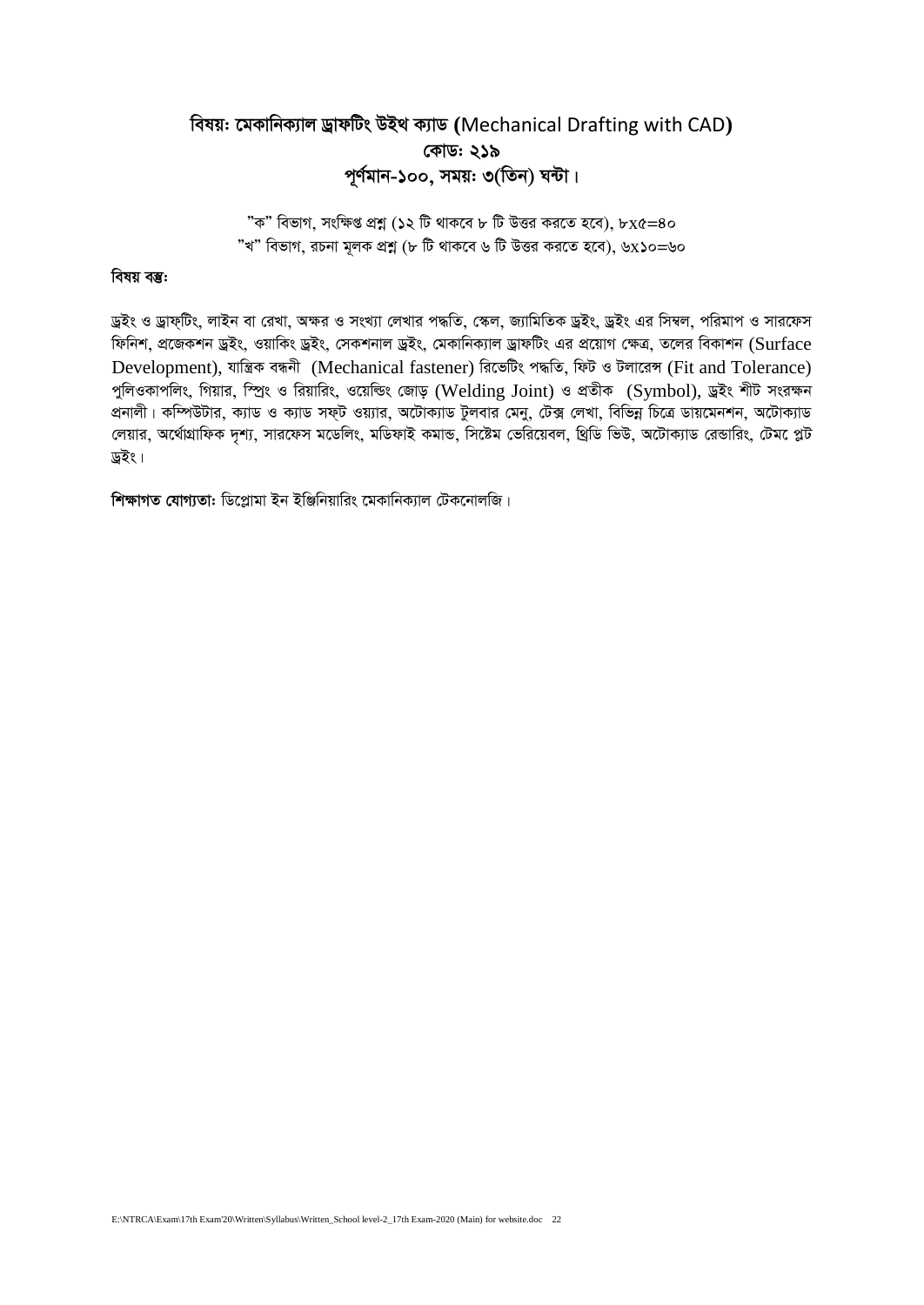## বিষয়ঃ মেকানিক্যাল ড্রাফটিং উইথ ক্যাড (Mechanical Drafting with CAD)
## কোডঃ ২১৯
## পূর্ণমান-১০০, সময়ঃ ৩(তিন) ঘন্টা।

"ক" বিভাগ, সংক্ষিপ্ত প্রশ্ন (১২ টি থাকবে ৮ টি উত্তর করতে হবে), ৮x৫=৪০
"খ" বিভাগ, রচনা মূলক প্রশ্ন (৮ টি থাকবে ৬ টি উত্তর করতে হবে), ৬x১০=৬০

**বিষয় বস্তুঃ**

ড্রইং ও ড্রাফটিং, লাইন বা রেখা, অক্ষর ও সংখ্যা লেখার পদ্ধতি, স্কেল, জ্যামিতিক ড্রইং, ড্রইং এর সিম্বল, পরিমাপ ও সারফেস ফিনিশ, প্রজেকশন ড্রইং, ওয়াকিং ড্রইং, সেকশনাল ড্রইং, মেকানিক্যাল ড্রাফটিং এর প্রয়োগ ক্ষেত্র, তলের বিকাশন (Surface Development), যান্ত্রিক বন্ধনী (Mechanical fastener) রিভেটিং পদ্ধতি, ফিট ও টলারেন্স (Fit and Tolerance) পুলিওকাপলিং, গিয়ার, স্প্রিং ও রিয়ারিং, ওয়েল্ডিং জোড় (Welding Joint) ও প্রতীক (Symbol), ড্রইং শীট সংরক্ষন প্রনালী। কম্পিউটার, ক্যাড ও ক্যাড সফট ওয়্যার, অটোক্যাড টুলবার মেনু, টেক্স লেখা, বিভিন্ন চিত্রে ডায়মেনশন, অটোক্যাড লেয়ার, অর্থোগ্রাফিক দৃশ্য, সারফেস মডেলিং, মডিফাই কমান্ড, সিষ্টেম ভেরিয়েবল, থ্রিডি ভিউ, অটোক্যাড রেন্ডারিং, টেমপ্লেট ড্রইং।

**শিক্ষাগত যোগ্যতাঃ** ডিপ্লোমা ইন ইঞ্জিনিয়ারিং মেকানিক্যাল টেকনোলজি।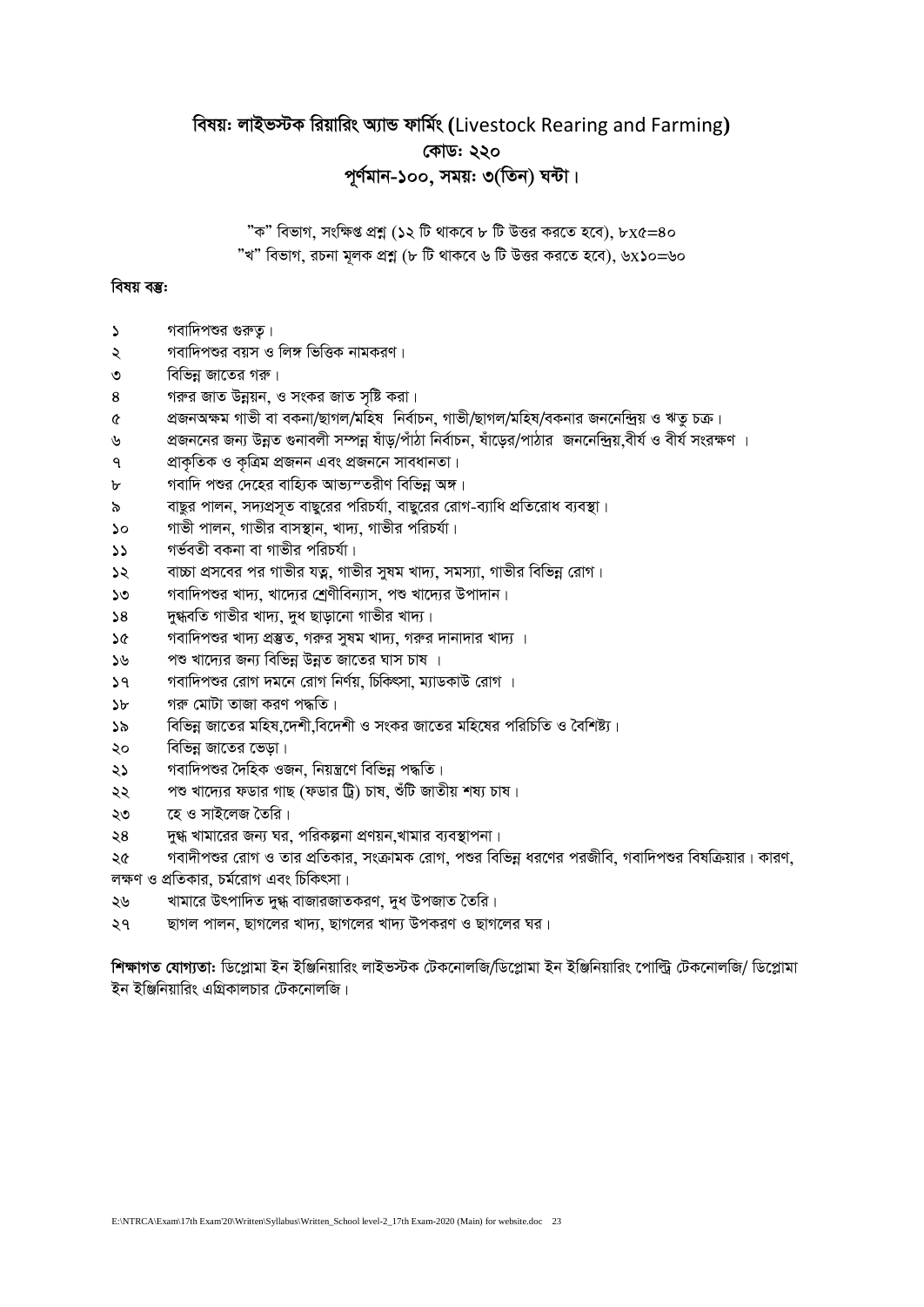## বিষয়ঃ লাইভস্টক রিয়ারিং অ্যান্ড ফার্মিং (Livestock Rearing and Farming)
## কোডঃ ২২০
## পূর্ণমান-১০০, সময়ঃ ৩(তিন) ঘন্টা।

"ক" বিভাগ, সংক্ষিপ্ত প্রশ্ন (১২ টি থাকবে ৮ টি উত্তর করতে হবে), ৮x৫=৪০
"খ" বিভাগ, রচনা মূলক প্রশ্ন (৮ টি থাকবে ৬ টি উত্তর করতে হবে), ৬x১০=৬০

**বিষয় বস্তুঃ**

১ গবাদিপশুর গুরুত্ব।
২ গবাদিপশুর বয়স ও লিঙ্গ ভিত্তিক নামকরণ।
৩ বিভিন্ন জাতের গরু।
৪ গরুর জাত উন্নয়ন, ও সংকর জাত সৃষ্টি করা।
৫ প্রজনঅক্ষম গাভী বা বকনা/ছাগল/মহিষ নির্বাচন, গাভী/ছাগল/মহিষ/বকনার জননেন্দ্রিয় ও ঋতু চক্র।
৬ প্রজননের জন্য উন্নত গুনাবলী সম্পন্ন ষাঁড়/পাঁঠা নির্বাচন, ষাঁড়ের/পাঠার জননেন্দ্রিয়,বীর্য ও বীর্য সংরক্ষণ ।
৭ প্রাকৃতিক ও কৃত্রিম প্রজনন এবং প্রজননে সাবধানতা।
৮ গবাদি পশুর দেহের বাহ্যিক আভ্যন্তরীণ বিভিন্ন অঙ্গ।
৯ বাছুর পালন, সদ্যপ্রসূত বাছুরের পরিচর্যা, বাছুরের রোগ-ব্যাধি প্রতিরোধ ব্যবস্থা।
১০ গাভী পালন, গাভীর বাসস্থান, খাদ্য, গাভীর পরিচর্যা।
১১ গর্ভবতী বকনা বা গাভীর পরিচর্যা।
১২ বাচ্চা প্রসবের পর গাভীর যত্ন, গাভীর সুষম খাদ্য, সমস্যা, গাভীর বিভিন্ন রোগ।
১৩ গবাদিপশুর খাদ্য, খাদ্যের শ্রেণীবিন্যাস, পশু খাদ্যের উপাদান।
১৪ দুগ্ধবতি গাভীর খাদ্য, দুধ ছাড়ানো গাভীর খাদ্য।
১৫ গবাদিপশুর খাদ্য প্রস্তুত, গরুর সুষম খাদ্য, গরুর দানাদার খাদ্য ।
১৬ পশু খাদ্যের জন্য বিভিন্ন উন্নত জাতের ঘাস চাষ ।
১৭ গবাদিপশুর রোগ দমনে রোগ নির্ণয়, চিকিৎসা, ম্যাডকাউ রোগ ।
১৮ গরু মোটা তাজা করণ পদ্ধতি।
১৯ বিভিন্ন জাতের মহিষ,দেশী,বিদেশী ও সংকর জাতের মহিষের পরিচিতি ও বৈশিষ্ট্য।
২০ বিভিন্ন জাতের ভেড়া।
২১ গবাদিপশুর দৈহিক ওজন, নিয়ন্ত্রণে বিভিন্ন পদ্ধতি।
২২ পশু খাদ্যের ফডার গাছ (ফডার ট্রি) চাষ, শুঁটি জাতীয় শষ্য চাষ।
২৩ হে ও সাইলেজ তৈরি।
২৪ দুগ্ধ খামারের জন্য ঘর, পরিকল্পনা প্রণয়ন,খামার ব্যবস্থাপনা।
২৫ গবাদীপশুর রোগ ও তার প্রতিকার, সংক্রামক রোগ, পশুর বিভিন্ন ধরণের পরজীবি, গবাদিপশুর বিষক্রিয়ার। কারণ, লক্ষণ ও প্রতিকার, চর্মরোগ এবং চিকিৎসা।
২৬ খামারে উৎপাদিত দুগ্ধ বাজারজাতকরণ, দুধ উপজাত তৈরি।
২৭ ছাগল পালন, ছাগলের খাদ্য, ছাগলের খাদ্য উপকরণ ও ছাগলের ঘর।

**শিক্ষাগত যোগ্যতাঃ** ডিপ্লোমা ইন ইঞ্জিনিয়ারিং লাইভস্টক টেকনোলজি/ডিপ্লোমা ইন ইঞ্জিনিয়ারিং পোল্ট্রি টেকনোলজি/ ডিপ্লোমা ইন ইঞ্জিনিয়ারিং এগ্রিকালচার টেকনোলজি।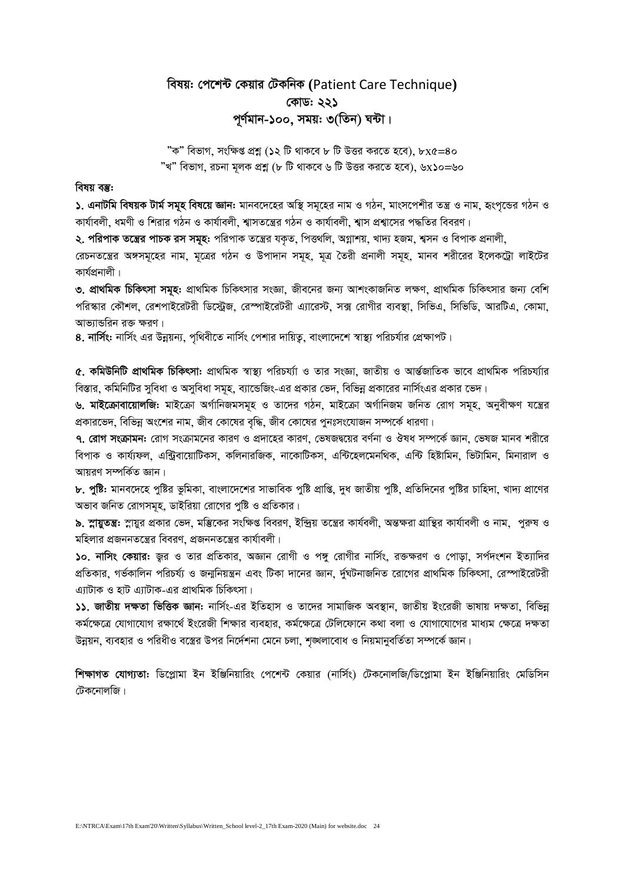## বিষয়ঃ পেশেন্ট কেয়ার টেকনিক (Patient Care Technique)
## কোডঃ ২২১
## পূর্ণমান-১০০, সময়ঃ ৩(তিন) ঘন্টা।

"ক" বিভাগ, সংক্ষিপ্ত প্রশ্ন (১২ টি থাকবে ৮ টি উত্তর করতে হবে), ৮x৫=৪০
"খ" বিভাগ, রচনা মূলক প্রশ্ন (৮ টি থাকবে ৬ টি উত্তর করতে হবে), ৬x১০=৬০

**বিষয় বস্তুঃ**

**১. এনাটমি বিষয়ক টার্ম সমূহ বিষয়ে জ্ঞানঃ** মানবদেহের অস্থি সমূহের নাম ও গঠন, মাংসপেশীর তন্ত্র ও নাম, হৃৎপৃন্ডের গঠন ও কার্যাবলী, ধমণী ও শিরার গঠন ও কার্যাবলী, শ্বাসতন্ত্রের গঠন ও কার্যাবলী, শ্বাস প্রশ্বাসের পদ্ধতির বিবরণ।

**২. পরিপাক তন্ত্রের পাচক রস সমূহঃ** পরিপাক তন্ত্রের যকৃত, পিত্তথলি, অগ্নাশয়, খাদ্য হজম, শ্বসন ও বিপাক প্রনালী, রেচনতন্ত্রের অঙ্গসমূহের নাম, মূত্রের গঠন ও উপাদান সমূহ, মূত্র তৈরী প্রনালী সমূহ, মানব শরীরের ইলেকট্রো লাইটের কার্যপ্রনালী।

**৩. প্রাথমিক চিকিৎসা সমূহঃ** প্রাথমিক চিকিৎসার সংজ্ঞা, জীবনের জন্য আশংকাজনিত লক্ষণ, প্রাথমিক চিকিৎসার জন্য বেশি পরিস্কার কৌশল, রেশপাইরেটরী ডিস্ট্রেজ, রেস্পাইরেটরী এ্যারেস্ট, সক্ষ রোগীর ব্যবস্থা, সিভিএ, সিভিডি, আরটিএ, কোমা, আভ্যান্তরিন রক্ত ক্ষরণ।

**৪. নার্সিংঃ** নার্সিং এর উন্নয়ন্য, পৃথিবীতে নার্সিং পেশার দায়িত্ব, বাংলাদেশে স্বাস্থ্য পরিচর্যার প্রেক্ষাপট।

**৫. কমিউনিটি প্রাথমিক চিকিৎসাঃ** প্রাথমিক স্বাস্থ্য পরিচর্য্যা ও তার সংজ্ঞা, জাতীয় ও আর্ন্তজাতিক ভাবে প্রাথমিক পরিচর্য্যার বিস্তার, কমিনিটির সুবিধা ও অসুবিধা সমূহ, ব্যান্ডেজিং-এর প্রকার ভেদ, বিভিন্ন প্রকারের নার্সিংএর প্রকার ভেদ।

**৬. মাইক্রোবায়োলজিঃ** মাইক্রো অর্গানিজমসমূহ ও তাদের গঠন, মাইক্রো অর্গানিজম জনিত রোগ সমূহ, অনুবীক্ষণ যন্ত্রের প্রকারভেদ, বিভিন্ন অংশের নাম, জীব কোষের বৃদ্ধি, জীব কোষের পুনঃসংযোজন সম্পর্কে ধারণা।

**৭. রোগ সংক্রামনঃ** রোগ সংক্রামনের কারণ ও প্রদাহের কারণ, ভেষজদ্রব্যের বর্ণনা ও ঔষধ সম্পর্কে জ্ঞান, ভেষজ মানব শরীরে বিপাক ও কার্য্যফল, এন্ট্রিবায়োটিকস, কলিনারজিক, নাকোটিকস, এন্টিহেলমেনথিক, এন্টি হিষ্টামিন, ভিটামিন, মিনারাল ও আয়রণ সম্পর্কিত জ্ঞান।

**৮. পুষ্টিঃ** মানবদেহে পুষ্টির ভূমিকা, বাংলাদেশের সাভাবিক পুষ্টি প্রাপ্তি, দুধ জাতীয় পুষ্টি, প্রতিদিনের পুষ্টির চাহিদা, খাদ্য প্রাণের অভাব জনিত রোগসমূহ, ডাইরিয়া রোগের পুষ্টি ও প্রতিকার।

**৯. স্নায়ুতন্ত্রঃ** স্নায়ুর প্রকার ভেদ, মস্তিকের সংক্ষিপ্ত বিবরণ, ইন্দ্রিয় তন্ত্রের কার্যবলী, অন্তক্ষরা গ্রান্থির কার্যাবলী ও নাম, পুরুষ ও মহিলার প্রজননতন্ত্রের বিবরণ, প্রজননতন্ত্রের কার্যাবলী।

**১০. নাসিং কেয়ারঃ** জ্বর ও তার প্রতিকার, অজ্ঞান রোগী ও পঙ্গু রোগীর নার্সিং, রক্তক্ষরণ ও পোড়া, সর্পদংশন ইত্যাদির প্রতিকার, গর্ভকালিন পরিচর্য্য ও জন্মনিয়ন্ত্রন এবং টিকা দানের জ্ঞান, র্দুঘটনাজনিত রোগের প্রাথমিক চিকিৎসা, রেস্পাইরেটরী এ্যাটাক ও হাট এ্যাটাক-এর প্রাথমিক চিকিৎসা।

**১১. জাতীয় দক্ষতা ভিত্তিক জ্ঞানঃ** নার্সিং-এর ইতিহাস ও তাদের সামাজিক অবস্থান, জাতীয় ইংরেজী ভাষায় দক্ষতা, বিভিন্ন কর্মক্ষেত্রে যোগাযোগ রক্ষার্থে ইংরেজী শিক্ষার ব্যবহার, কর্মক্ষেত্রে টেলিফোনে কথা বলা ও যোগাযোগের মাধ্যম ক্ষেত্রে দক্ষতা উন্নয়ন, ব্যবহার ও পরিধীও বস্ত্রের উপর নির্দেশনা মেনে চলা, শৃঙ্খলাবোধ ও নিয়মানুবর্তিতা সম্পর্কে জ্ঞান।

**শিক্ষাগত যোগ্যতাঃ** ডিপ্লোমা ইন ইঞ্জিনিয়ারিং পেশেন্ট কেয়ার (নার্সিং) টেকনোলজি/ডিপ্লোমা ইন ইঞ্জিনিয়ারিং মেডিসিন টেকনোলজি।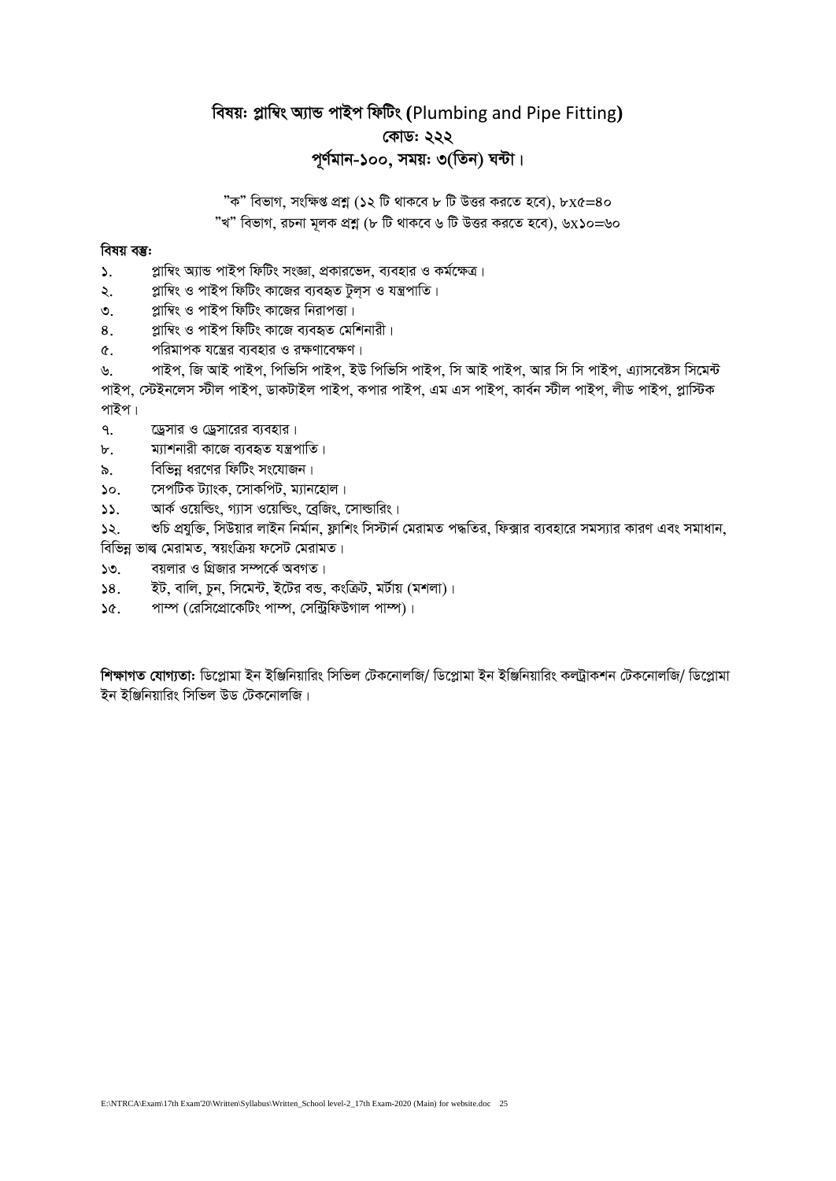## বিষয়ঃ প্লাম্বিং অ্যান্ড পাইপ ফিটিং (Plumbing and Pipe Fitting)
## কোডঃ ২২২
## পূর্ণমান-১০০, সময়ঃ ৩(তিন) ঘন্টা।

"ক" বিভাগ, সংক্ষিপ্ত প্রশ্ন (১২ টি থাকবে ৮ টি উত্তর করতে হবে), ৮x৫=৪০
"খ" বিভাগ, রচনা মূলক প্রশ্ন (৮ টি থাকবে ৬ টি উত্তর করতে হবে), ৬x১০=৬০

**বিষয় বস্তুঃ**

১. প্লাম্বিং অ্যান্ড পাইপ ফিটিং সংজ্ঞা, প্রকারভেদ, ব্যবহার ও কর্মক্ষেত্র।
২. প্লাম্বিং ও পাইপ ফিটিং কাজের ব্যবহৃত টুল্‌স ও যন্ত্রপাতি।
৩. প্লাম্বিং ও পাইপ ফিটিং কাজের নিরাপত্তা।
৪. প্লাম্বিং ও পাইপ ফিটিং কাজে ব্যবহৃত মেশিনারী।
৫. পরিমাপক যন্ত্রের ব্যবহার ও রক্ষণাবেক্ষণ।
৬. পাইপ, জি আই পাইপ, পিভিসি পাইপ, ইউ পিভিসি পাইপ, সি আই পাইপ, আর সি সি পাইপ, এ্যাসবেষ্টস সিমেন্ট পাইপ, স্টেইনলেস স্টীল পাইপ, ডাকটাইল পাইপ, কপার পাইপ, এম এস পাইপ, কার্বন স্টীল পাইপ, লীড পাইপ, প্লাস্টিক পাইপ।
৭. ড্রেসার ও ড্রেসারের ব্যবহার।
৮. ম্যাশনারী কাজে ব্যবহৃত যন্ত্রপাতি।
৯. বিভিন্ন ধরণের ফিটিং সংযোজন।
১০. সেপটিক ট্যাংক, সোকপিট, ম্যানহোল।
১১. আর্ক ওয়েল্ডিং, গ্যাস ওয়েল্ডিং, ব্রেজিং, সোল্ডারিং।
১২. শুচি প্রযুক্তি, সিউয়ার লাইন নির্মান, ফ্লাশিং সিস্টার্ন মেরামত পদ্ধতির, ফিক্সার ব্যবহারে সমস্যার কারণ এবং সমাধান, বিভিন্ন ভাল্ব মেরামত, স্বয়ংক্রিয় ফসেট মেরামত।
১৩. বয়লার ও গ্রিজার সম্পর্কে অবগত।
১৪. ইট, বালি, চুন, সিমেন্ট, ইটের বন্ড, কংক্রিট, মর্টার (মশলা)।
১৫. পাম্প (রেসিপ্রোকেটিং পাম্প, সেন্ট্রিফিউগাল পাম্প)।

**শিক্ষাগত যোগ্যতাঃ** ডিপ্লোমা ইন ইঞ্জিনিয়ারিং সিভিল টেকনোলজি/ ডিপ্লোমা ইন ইঞ্জিনিয়ারিং কনস্ট্রাকশন টেকনোলজি/ ডিপ্লোমা ইন ইঞ্জিনিয়ারিং সিভিল উড টেকনোলজি।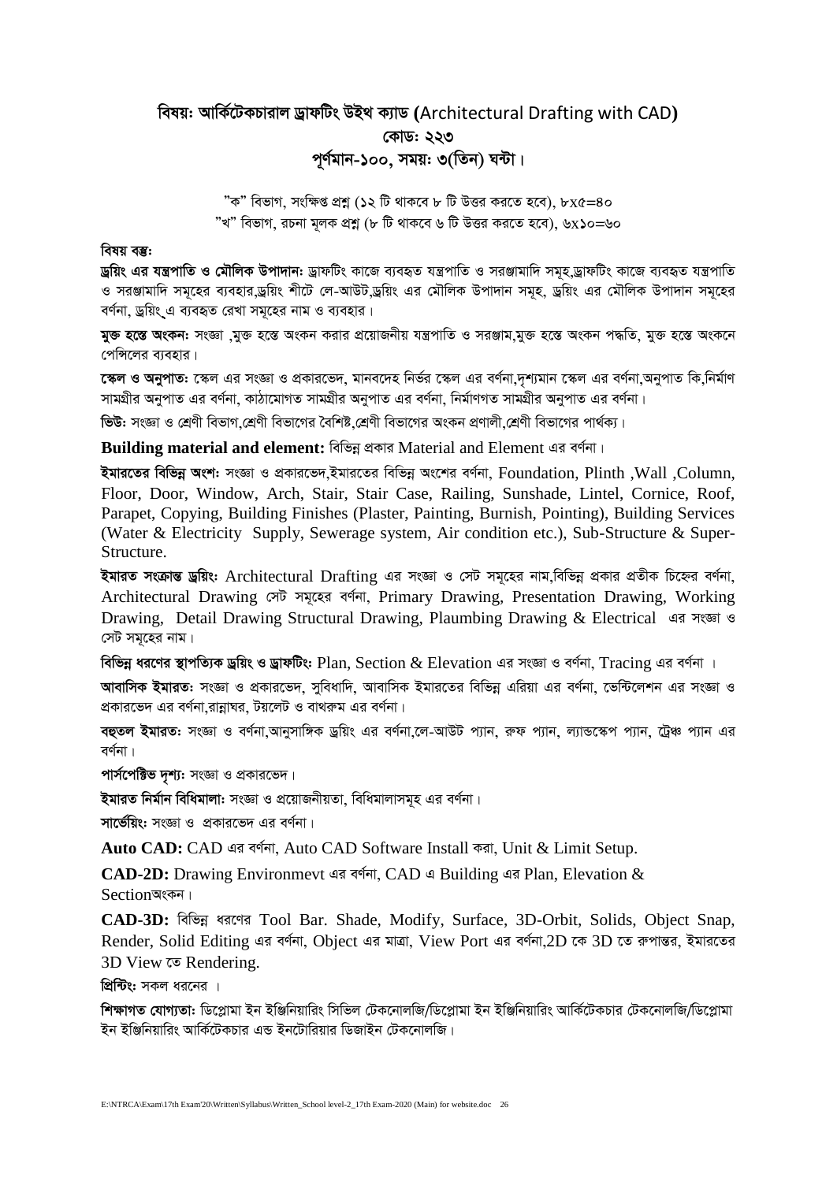## বিষয়ঃ আর্কিটেকচারাল ড্রাফটিং উইথ ক্যাড (Architectural Drafting with CAD)

### কোডঃ ২২৩

### পূর্ণমান-১০০, সময়ঃ ৩(তিন) ঘন্টা।

"ক" বিভাগ, সংক্ষিপ্ত প্রশ্ন (১২ টি থাকবে ৮ টি উত্তর করতে হবে), ৮x৫=৪০

"খ" বিভাগ, রচনা মূলক প্রশ্ন (৮ টি থাকবে ৬ টি উত্তর করতে হবে), ৬x১০=৬০

**বিষয় বস্তুঃ**

**ড্রয়িং এর যন্ত্রপাতি ও মৌলিক উপাদান:** ড্রাফটিং কাজে ব্যবহৃত যন্ত্রপাতি ও সরঞ্জামাদি সমূহ,ড্রাফটিং কাজে ব্যবহৃত যন্ত্রপাতি ও সরঞ্জামাদি সমূহের ব্যবহার,ড্রয়িং শীটে লে-আউট,ড্রয়িং এর মৌলিক উপাদান সমূহ, ড্রয়িং এর মৌলিক উপাদান সমূহের বর্ণনা, ড্রয়িং এ ব্যবহৃত রেখা সমূহের নাম ও ব্যবহার।

**মুক্ত হস্তে অংকন:** সংজ্ঞা ,মুক্ত হস্তে অংকন করার প্রয়োজনীয় যন্ত্রপাতি ও সরঞ্জাম,মুক্ত হস্তে অংকন পদ্ধতি, মুক্ত হস্তে অংকনে পেন্সিলের ব্যবহার।

**স্কেল ও অনুপাত:** স্কেল এর সংজ্ঞা ও প্রকারভেদ, মানবদেহ নির্ভর স্কেল এর বর্ণনা,দৃশ্যমান স্কেল এর বর্ণনা,অনুপাত কি,নির্মাণ সামগ্রীর অনুপাত এর বর্ণনা, কাঠামোগত সামগ্রীর অনুপাত এর বর্ণনা, নির্মাণগত সামগ্রীর অনুপাত এর বর্ণনা।

**ভিউ:** সংজ্ঞা ও শ্রেণী বিভাগ,শ্রেণী বিভাগের বৈশিষ্ট,শ্রেণী বিভাগের অংকন প্রণালী,শ্রেণী বিভাগের পার্থক্য।

**Building material and element:** বিভিন্ন প্রকার Material and Element এর বর্ণনা।

**ইমারতের বিভিন্ন অংশ:** সংজ্ঞা ও প্রকারভেদ,ইমারতের বিভিন্ন অংশের বর্ণনা, Foundation, Plinth ,Wall ,Column, Floor, Door, Window, Arch, Stair, Stair Case, Railing, Sunshade, Lintel, Cornice, Roof, Parapet, Copying, Building Finishes (Plaster, Painting, Burnish, Pointing), Building Services (Water & Electricity Supply, Sewerage system, Air condition etc.), Sub-Structure & Super-Structure.

**ইমারত সংক্রান্ত ড্রয়িং:** Architectural Drafting এর সংজ্ঞা ও সেট সমূহের নাম,বিভিন্ন প্রকার প্রতীক চিহ্নের বর্ণনা, Architectural Drawing সেট সমূহের বর্ণনা, Primary Drawing, Presentation Drawing, Working Drawing, Detail Drawing Structural Drawing, Plaumbing Drawing & Electrical এর সংজ্ঞা ও সেট সমূহের নাম।

**বিভিন্ন ধরণের স্থাপত্যিক ড্রয়িং ও ড্রাফটিং:** Plan, Section & Elevation এর সংজ্ঞা ও বর্ণনা, Tracing এর বর্ণনা ।

**আবাসিক ইমারত:** সংজ্ঞা ও প্রকারভেদ, সুবিধাদি, আবাসিক ইমারতের বিভিন্ন এরিয়া এর বর্ণনা, ভেন্টিলেশন এর সংজ্ঞা ও প্রকারভেদ এর বর্ণনা,রান্নাঘর, টয়লেট ও বাথরুম এর বর্ণনা।

**বহুতল ইমারত:** সংজ্ঞা ও বর্ণনা,আনুসাঙ্গিক ড্রয়িং এর বর্ণনা,লে-আউট প্যান, রুফ প্যান, ল্যান্ডস্কেপ প্যান, ট্রেঞ্চ প্যান এর বর্ণনা।

**পার্সপেক্টিভ দৃশ্য:** সংজ্ঞা ও প্রকারভেদ।

**ইমারত নির্মান বিধিমালা:** সংজ্ঞা ও প্রয়োজনীয়তা, বিধিমালাসমূহ এর বর্ণনা।

**সার্ভেয়িং:** সংজ্ঞা ও প্রকারভেদ এর বর্ণনা।

**Auto CAD:** CAD এর বর্ণনা, Auto CAD Software Install করা, Unit & Limit Setup.

**CAD-2D:** Drawing Environmevt এর বর্ণনা, CAD এ Building এর Plan, Elevation & Sectionঅংকন।

**CAD-3D:** বিভিন্ন ধরণের Tool Bar. Shade, Modify, Surface, 3D-Orbit, Solids, Object Snap, Render, Solid Editing এর বর্ণনা, Object এর মাত্রা, View Port এর বর্ণনা,2D কে 3D তে রুপান্তর, ইমারতের 3D View তে Rendering.

**প্রিন্টিং:** সকল ধরনের ।

**শিক্ষাগত যোগ্যতা:** ডিপ্লোমা ইন ইঞ্জিনিয়ারিং সিভিল টেকনোলজি/ডিপ্লোমা ইন ইঞ্জিনিয়ারিং আর্কিটেকচার টেকনোলজি/ডিপ্লোমা ইন ইঞ্জিনিয়ারিং আর্কিটেকচার এন্ড ইনটেরিয়ার ডিজাইন টেকনোলজি।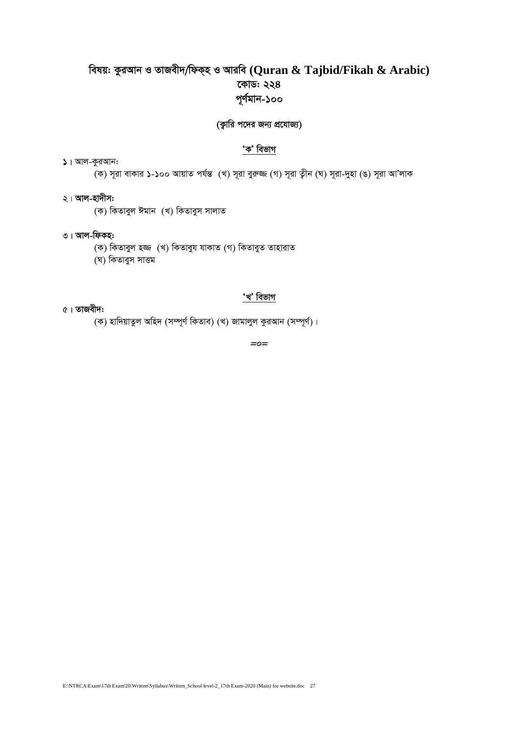## বিষয়: কুরআন ও তাজবীদ/ফিক্‌হ ও আরবি (Quran & Tajbid/Fikah & Arabic)

**কোড: ২২৪**

**পূর্ণমান-১০০**

**(ক্বারি পদের জন্য প্রযোজ্য)**

### 'ক' বিভাগ

১। আল-কুরআন:

(ক) সূরা বাকার **১-১০০** আয়াত পর্যন্ত (খ) সূরা বুরুজ্জ (গ) সূরা ত্বীন (ঘ) সূরা-দুহা (ঙ) সূরা আ'লাক

২। **আল-হাদীস:**

(ক) কিতাবুল ঈমান (খ) কিতাবুস সালাত

৩। **আল-ফিকহ:**

(ক) কিতাবুল হজ্জ (খ) কিতাবুয যাকাত (গ) কিতাবুত তাহারাত
(ঘ) কিতাবুস সাত্তম

### 'খ' বিভাগ

৫। **তাজবীদ:**

(ক) হাদিয়াতুল অহিদ (সম্পূর্ণ কিতাব) (খ) জামালুল কুরআন (সম্পূর্ণ)।

=০=